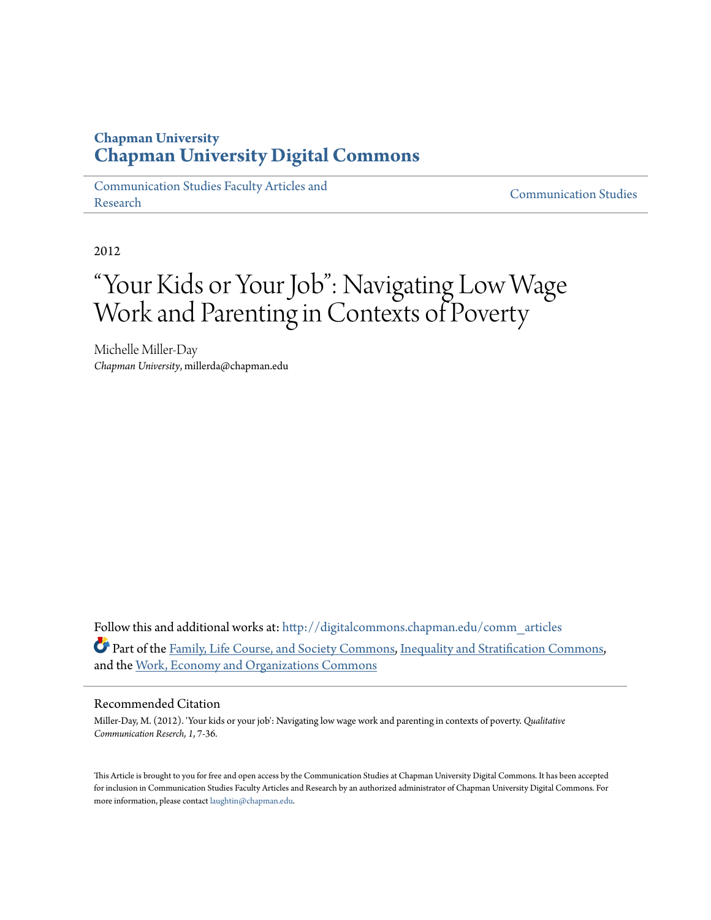**Chapman University**
# Chapman University Digital Commons

Communication Studies Faculty Articles and Research | Communication Studies

2012

# "Your Kids or Your Job": Navigating Low Wage Work and Parenting in Contexts of Poverty

Michelle Miller-Day
*Chapman University*, millerda@chapman.edu

Follow this and additional works at: http://digitalcommons.chapman.edu/comm_articles

Part of the Family, Life Course, and Society Commons, Inequality and Stratification Commons, and the Work, Economy and Organizations Commons

## Recommended Citation

Miller-Day, M. (2012). 'Your kids or your job': Navigating low wage work and parenting in contexts of poverty. *Qualitative Communication Reserch, 1*, 7-36.

This Article is brought to you for free and open access by the Communication Studies at Chapman University Digital Commons. It has been accepted for inclusion in Communication Studies Faculty Articles and Research by an authorized administrator of Chapman University Digital Commons. For more information, please contact laughtin@chapman.edu.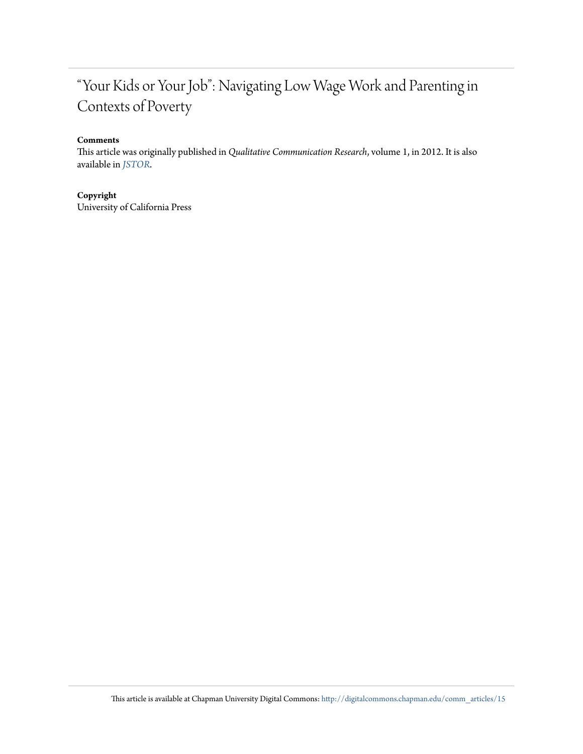# "Your Kids or Your Job": Navigating Low Wage Work and Parenting in Contexts of Poverty

**Comments**

This article was originally published in *Qualitative Communication Research*, volume 1, in 2012. It is also available in *JSTOR*.

**Copyright**

University of California Press

This article is available at Chapman University Digital Commons: http://digitalcommons.chapman.edu/comm_articles/15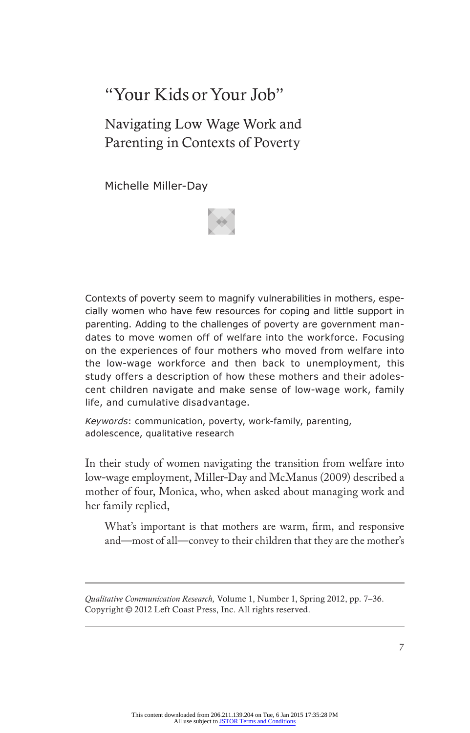# "Your Kids or Your Job"

## Navigating Low Wage Work and Parenting in Contexts of Poverty

Michelle Miller-Day

Contexts of poverty seem to magnify vulnerabilities in mothers, especially women who have few resources for coping and little support in parenting. Adding to the challenges of poverty are government mandates to move women off of welfare into the workforce. Focusing on the experiences of four mothers who moved from welfare into the low-wage workforce and then back to unemployment, this study offers a description of how these mothers and their adolescent children navigate and make sense of low-wage work, family life, and cumulative disadvantage.

*Keywords*: communication, poverty, work-family, parenting, adolescence, qualitative research

In their study of women navigating the transition from welfare into low-wage employment, Miller-Day and McManus (2009) described a mother of four, Monica, who, when asked about managing work and her family replied,

> What's important is that mothers are warm, firm, and responsive and—most of all—convey to their children that they are the mother's

*Qualitative Communication Research,* Volume 1, Number 1, Spring 2012, pp. 7–36.
Copyright © 2012 Left Coast Press, Inc. All rights reserved.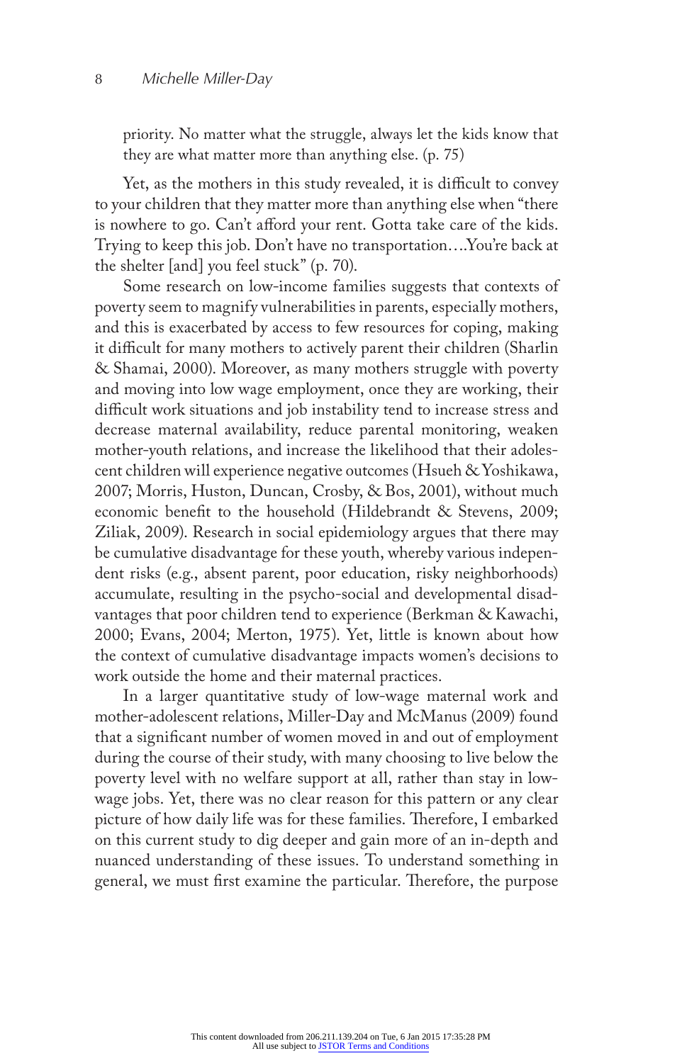priority. No matter what the struggle, always let the kids know that they are what matter more than anything else. (p. 75)

Yet, as the mothers in this study revealed, it is difficult to convey to your children that they matter more than anything else when "there is nowhere to go. Can't afford your rent. Gotta take care of the kids. Trying to keep this job. Don't have no transportation….You're back at the shelter [and] you feel stuck" (p. 70).

Some research on low-income families suggests that contexts of poverty seem to magnify vulnerabilities in parents, especially mothers, and this is exacerbated by access to few resources for coping, making it difficult for many mothers to actively parent their children (Sharlin & Shamai, 2000). Moreover, as many mothers struggle with poverty and moving into low wage employment, once they are working, their difficult work situations and job instability tend to increase stress and decrease maternal availability, reduce parental monitoring, weaken mother-youth relations, and increase the likelihood that their adolescent children will experience negative outcomes (Hsueh & Yoshikawa, 2007; Morris, Huston, Duncan, Crosby, & Bos, 2001), without much economic benefit to the household (Hildebrandt & Stevens, 2009; Ziliak, 2009). Research in social epidemiology argues that there may be cumulative disadvantage for these youth, whereby various independent risks (e.g., absent parent, poor education, risky neighborhoods) accumulate, resulting in the psycho-social and developmental disadvantages that poor children tend to experience (Berkman & Kawachi, 2000; Evans, 2004; Merton, 1975). Yet, little is known about how the context of cumulative disadvantage impacts women's decisions to work outside the home and their maternal practices.

In a larger quantitative study of low-wage maternal work and mother-adolescent relations, Miller-Day and McManus (2009) found that a significant number of women moved in and out of employment during the course of their study, with many choosing to live below the poverty level with no welfare support at all, rather than stay in low-wage jobs. Yet, there was no clear reason for this pattern or any clear picture of how daily life was for these families. Therefore, I embarked on this current study to dig deeper and gain more of an in-depth and nuanced understanding of these issues. To understand something in general, we must first examine the particular. Therefore, the purpose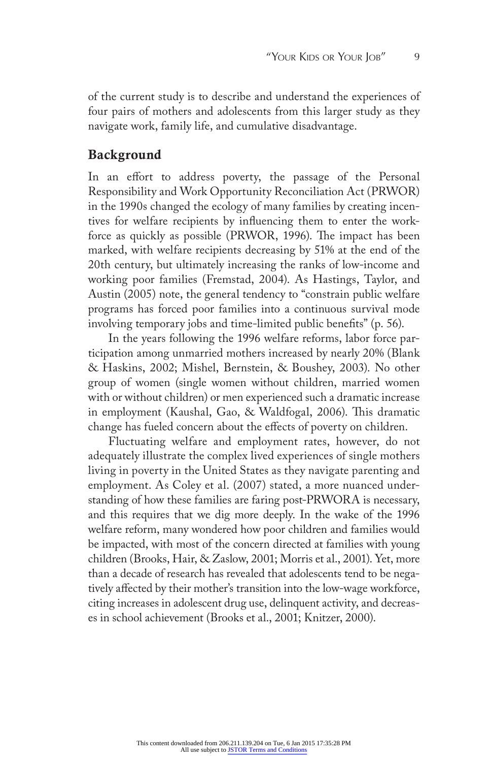of the current study is to describe and understand the experiences of four pairs of mothers and adolescents from this larger study as they navigate work, family life, and cumulative disadvantage.

## Background

In an effort to address poverty, the passage of the Personal Responsibility and Work Opportunity Reconciliation Act (PRWOR) in the 1990s changed the ecology of many families by creating incentives for welfare recipients by influencing them to enter the workforce as quickly as possible (PRWOR, 1996). The impact has been marked, with welfare recipients decreasing by 51% at the end of the 20th century, but ultimately increasing the ranks of low-income and working poor families (Fremstad, 2004). As Hastings, Taylor, and Austin (2005) note, the general tendency to "constrain public welfare programs has forced poor families into a continuous survival mode involving temporary jobs and time-limited public benefits" (p. 56).

In the years following the 1996 welfare reforms, labor force participation among unmarried mothers increased by nearly 20% (Blank & Haskins, 2002; Mishel, Bernstein, & Boushey, 2003). No other group of women (single women without children, married women with or without children) or men experienced such a dramatic increase in employment (Kaushal, Gao, & Waldfogal, 2006). This dramatic change has fueled concern about the effects of poverty on children.

Fluctuating welfare and employment rates, however, do not adequately illustrate the complex lived experiences of single mothers living in poverty in the United States as they navigate parenting and employment. As Coley et al. (2007) stated, a more nuanced understanding of how these families are faring post-PRWORA is necessary, and this requires that we dig more deeply. In the wake of the 1996 welfare reform, many wondered how poor children and families would be impacted, with most of the concern directed at families with young children (Brooks, Hair, & Zaslow, 2001; Morris et al., 2001). Yet, more than a decade of research has revealed that adolescents tend to be negatively affected by their mother's transition into the low-wage workforce, citing increases in adolescent drug use, delinquent activity, and decreases in school achievement (Brooks et al., 2001; Knitzer, 2000).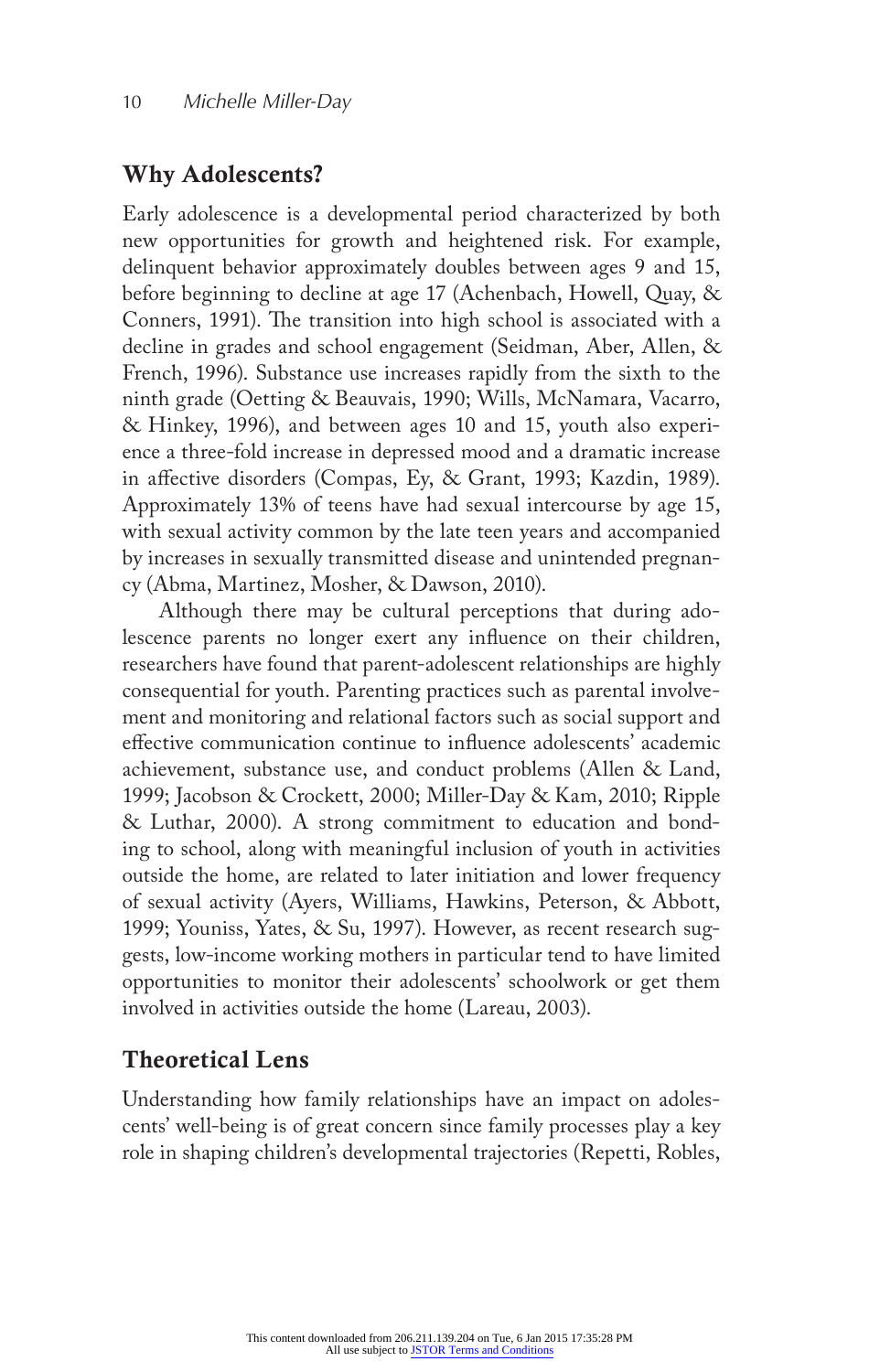## Why Adolescents?

Early adolescence is a developmental period characterized by both new opportunities for growth and heightened risk. For example, delinquent behavior approximately doubles between ages 9 and 15, before beginning to decline at age 17 (Achenbach, Howell, Quay, & Conners, 1991). The transition into high school is associated with a decline in grades and school engagement (Seidman, Aber, Allen, & French, 1996). Substance use increases rapidly from the sixth to the ninth grade (Oetting & Beauvais, 1990; Wills, McNamara, Vacarro, & Hinkey, 1996), and between ages 10 and 15, youth also experience a three-fold increase in depressed mood and a dramatic increase in affective disorders (Compas, Ey, & Grant, 1993; Kazdin, 1989). Approximately 13% of teens have had sexual intercourse by age 15, with sexual activity common by the late teen years and accompanied by increases in sexually transmitted disease and unintended pregnancy (Abma, Martinez, Mosher, & Dawson, 2010).

Although there may be cultural perceptions that during adolescence parents no longer exert any influence on their children, researchers have found that parent-adolescent relationships are highly consequential for youth. Parenting practices such as parental involvement and monitoring and relational factors such as social support and effective communication continue to influence adolescents' academic achievement, substance use, and conduct problems (Allen & Land, 1999; Jacobson & Crockett, 2000; Miller-Day & Kam, 2010; Ripple & Luthar, 2000). A strong commitment to education and bonding to school, along with meaningful inclusion of youth in activities outside the home, are related to later initiation and lower frequency of sexual activity (Ayers, Williams, Hawkins, Peterson, & Abbott, 1999; Youniss, Yates, & Su, 1997). However, as recent research suggests, low-income working mothers in particular tend to have limited opportunities to monitor their adolescents' schoolwork or get them involved in activities outside the home (Lareau, 2003).

## Theoretical Lens

Understanding how family relationships have an impact on adolescents' well-being is of great concern since family processes play a key role in shaping children's developmental trajectories (Repetti, Robles,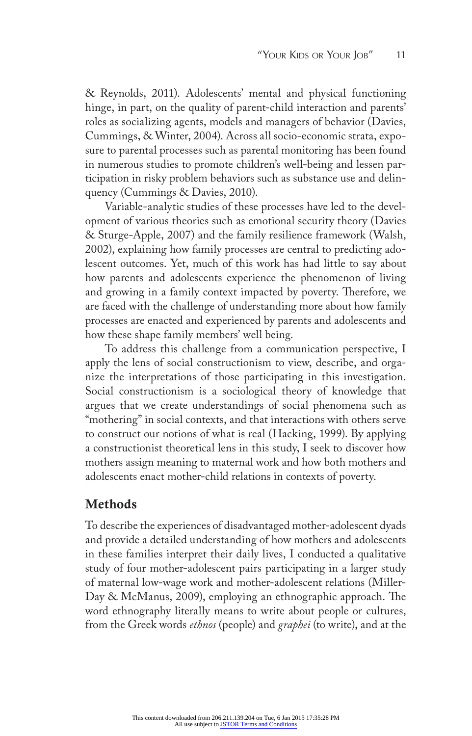& Reynolds, 2011). Adolescents' mental and physical functioning hinge, in part, on the quality of parent-child interaction and parents' roles as socializing agents, models and managers of behavior (Davies, Cummings, & Winter, 2004). Across all socio-economic strata, exposure to parental processes such as parental monitoring has been found in numerous studies to promote children's well-being and lessen participation in risky problem behaviors such as substance use and delinquency (Cummings & Davies, 2010).

Variable-analytic studies of these processes have led to the development of various theories such as emotional security theory (Davies & Sturge-Apple, 2007) and the family resilience framework (Walsh, 2002), explaining how family processes are central to predicting adolescent outcomes. Yet, much of this work has had little to say about how parents and adolescents experience the phenomenon of living and growing in a family context impacted by poverty. Therefore, we are faced with the challenge of understanding more about how family processes are enacted and experienced by parents and adolescents and how these shape family members' well being.

To address this challenge from a communication perspective, I apply the lens of social constructionism to view, describe, and organize the interpretations of those participating in this investigation. Social constructionism is a sociological theory of knowledge that argues that we create understandings of social phenomena such as "mothering" in social contexts, and that interactions with others serve to construct our notions of what is real (Hacking, 1999). By applying a constructionist theoretical lens in this study, I seek to discover how mothers assign meaning to maternal work and how both mothers and adolescents enact mother-child relations in contexts of poverty.

## Methods

To describe the experiences of disadvantaged mother-adolescent dyads and provide a detailed understanding of how mothers and adolescents in these families interpret their daily lives, I conducted a qualitative study of four mother-adolescent pairs participating in a larger study of maternal low-wage work and mother-adolescent relations (Miller-Day & McManus, 2009), employing an ethnographic approach. The word ethnography literally means to write about people or cultures, from the Greek words *ethnos* (people) and *graphei* (to write), and at the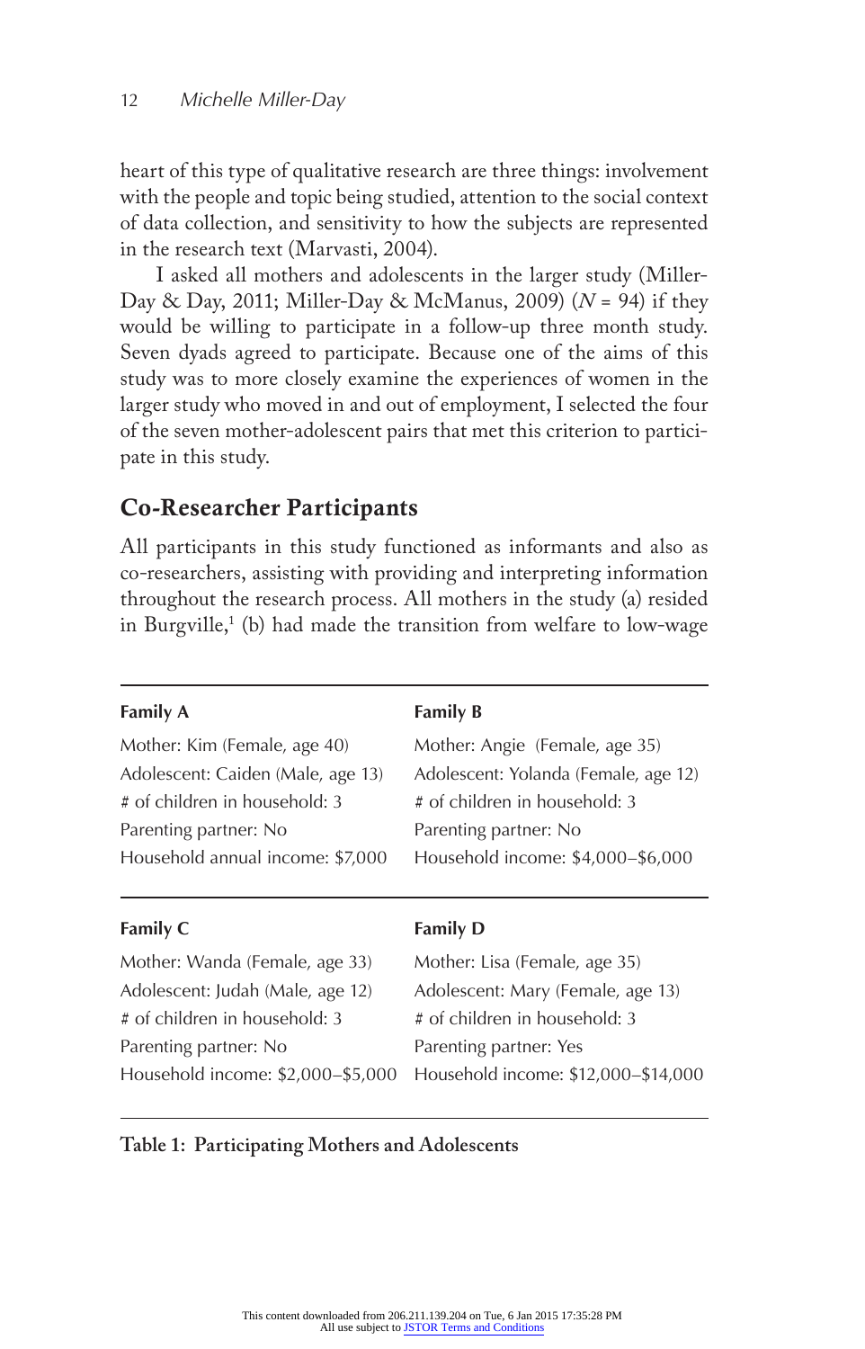heart of this type of qualitative research are three things: involvement with the people and topic being studied, attention to the social context of data collection, and sensitivity to how the subjects are represented in the research text (Marvasti, 2004).

I asked all mothers and adolescents in the larger study (Miller-Day & Day, 2011; Miller-Day & McManus, 2009) (*N* = 94) if they would be willing to participate in a follow-up three month study. Seven dyads agreed to participate. Because one of the aims of this study was to more closely examine the experiences of women in the larger study who moved in and out of employment, I selected the four of the seven mother-adolescent pairs that met this criterion to participate in this study.

## Co-Researcher Participants

All participants in this study functioned as informants and also as co-researchers, assisting with providing and interpreting information throughout the research process. All mothers in the study (a) resided in Burgville,[1] (b) had made the transition from welfare to low-wage

| Family A | Family B |
|---|---|
| Mother: Kim (Female, age 40) | Mother: Angie (Female, age 35) |
| Adolescent: Caiden (Male, age 13) | Adolescent: Yolanda (Female, age 12) |
| # of children in household: 3 | # of children in household: 3 |
| Parenting partner: No | Parenting partner: No |
| Household annual income: $7,000 | Household income: $4,000–$6,000 |
| **Family C** | **Family D** |
| Mother: Wanda (Female, age 33) | Mother: Lisa (Female, age 35) |
| Adolescent: Judah (Male, age 12) | Adolescent: Mary (Female, age 13) |
| # of children in household: 3 | # of children in household: 3 |
| Parenting partner: No | Parenting partner: Yes |
| Household income: $2,000–$5,000 | Household income: $12,000–$14,000 |

**Table 1: Participating Mothers and Adolescents**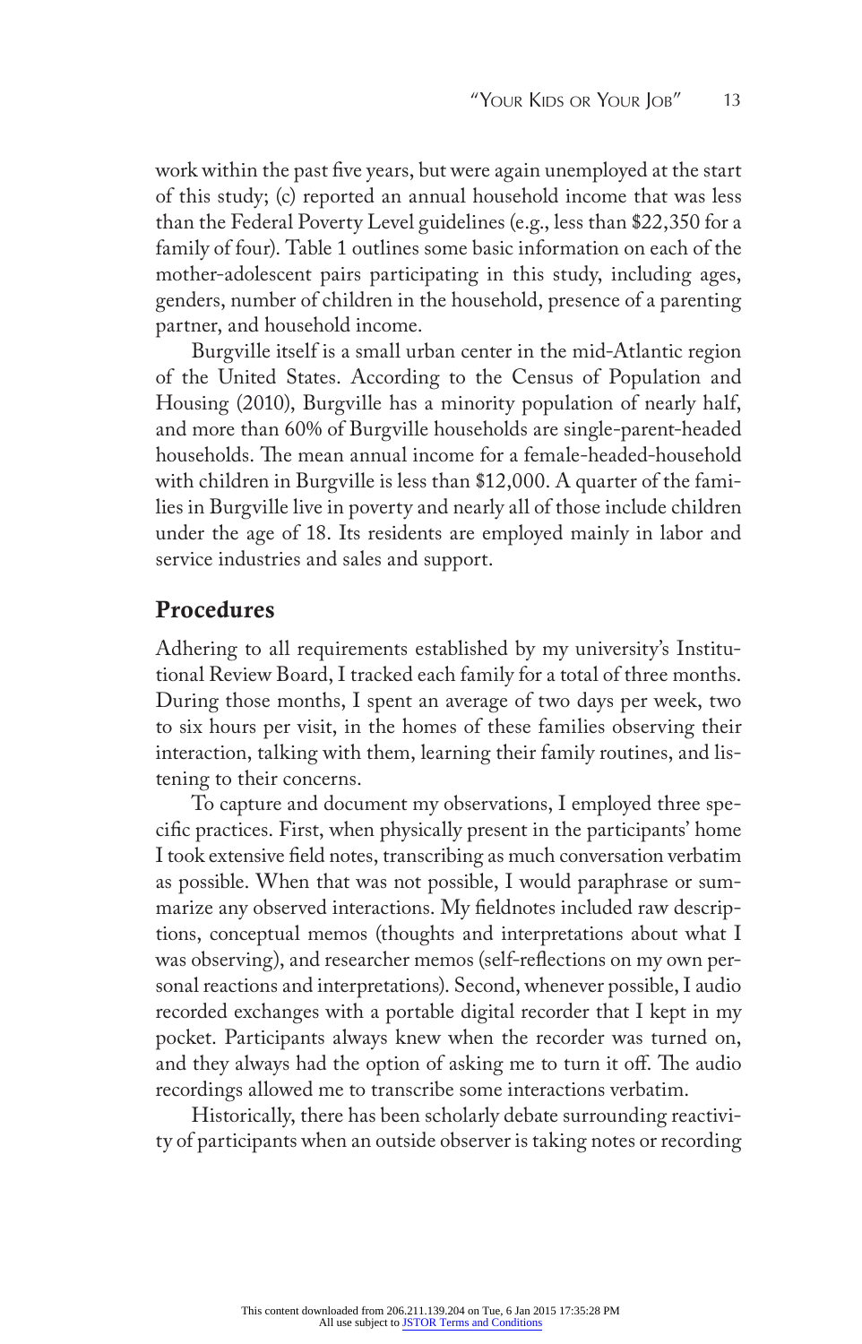work within the past five years, but were again unemployed at the start of this study; (c) reported an annual household income that was less than the Federal Poverty Level guidelines (e.g., less than $22,350 for a family of four). Table 1 outlines some basic information on each of the mother-adolescent pairs participating in this study, including ages, genders, number of children in the household, presence of a parenting partner, and household income.

Burgville itself is a small urban center in the mid-Atlantic region of the United States. According to the Census of Population and Housing (2010), Burgville has a minority population of nearly half, and more than 60% of Burgville households are single-parent-headed households. The mean annual income for a female-headed-household with children in Burgville is less than $12,000. A quarter of the families in Burgville live in poverty and nearly all of those include children under the age of 18. Its residents are employed mainly in labor and service industries and sales and support.

## Procedures

Adhering to all requirements established by my university's Institutional Review Board, I tracked each family for a total of three months. During those months, I spent an average of two days per week, two to six hours per visit, in the homes of these families observing their interaction, talking with them, learning their family routines, and listening to their concerns.

To capture and document my observations, I employed three specific practices. First, when physically present in the participants' home I took extensive field notes, transcribing as much conversation verbatim as possible. When that was not possible, I would paraphrase or summarize any observed interactions. My fieldnotes included raw descriptions, conceptual memos (thoughts and interpretations about what I was observing), and researcher memos (self-reflections on my own personal reactions and interpretations). Second, whenever possible, I audio recorded exchanges with a portable digital recorder that I kept in my pocket. Participants always knew when the recorder was turned on, and they always had the option of asking me to turn it off. The audio recordings allowed me to transcribe some interactions verbatim.

Historically, there has been scholarly debate surrounding reactivity of participants when an outside observer is taking notes or recording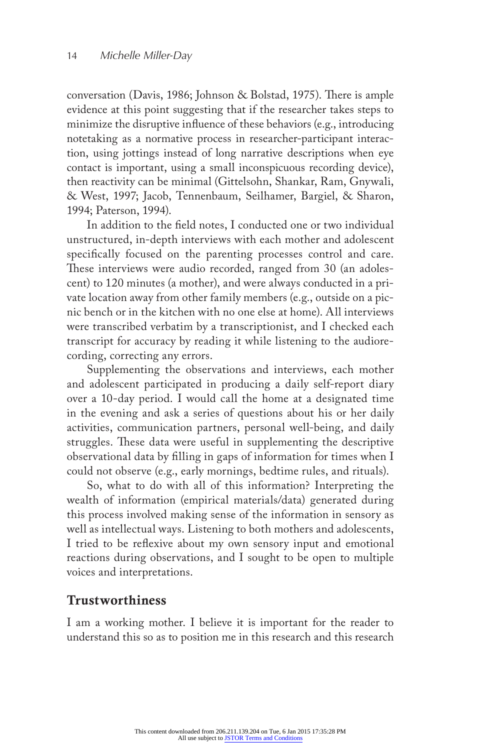conversation (Davis, 1986; Johnson & Bolstad, 1975). There is ample evidence at this point suggesting that if the researcher takes steps to minimize the disruptive influence of these behaviors (e.g., introducing notetaking as a normative process in researcher-participant interaction, using jottings instead of long narrative descriptions when eye contact is important, using a small inconspicuous recording device), then reactivity can be minimal (Gittelsohn, Shankar, Ram, Gnywali, & West, 1997; Jacob, Tennenbaum, Seilhamer, Bargiel, & Sharon, 1994; Paterson, 1994).

In addition to the field notes, I conducted one or two individual unstructured, in-depth interviews with each mother and adolescent specifically focused on the parenting processes control and care. These interviews were audio recorded, ranged from 30 (an adolescent) to 120 minutes (a mother), and were always conducted in a private location away from other family members (e.g., outside on a picnic bench or in the kitchen with no one else at home). All interviews were transcribed verbatim by a transcriptionist, and I checked each transcript for accuracy by reading it while listening to the audiorecording, correcting any errors.

Supplementing the observations and interviews, each mother and adolescent participated in producing a daily self-report diary over a 10-day period. I would call the home at a designated time in the evening and ask a series of questions about his or her daily activities, communication partners, personal well-being, and daily struggles. These data were useful in supplementing the descriptive observational data by filling in gaps of information for times when I could not observe (e.g., early mornings, bedtime rules, and rituals).

So, what to do with all of this information? Interpreting the wealth of information (empirical materials/data) generated during this process involved making sense of the information in sensory as well as intellectual ways. Listening to both mothers and adolescents, I tried to be reflexive about my own sensory input and emotional reactions during observations, and I sought to be open to multiple voices and interpretations.

## Trustworthiness

I am a working mother. I believe it is important for the reader to understand this so as to position me in this research and this research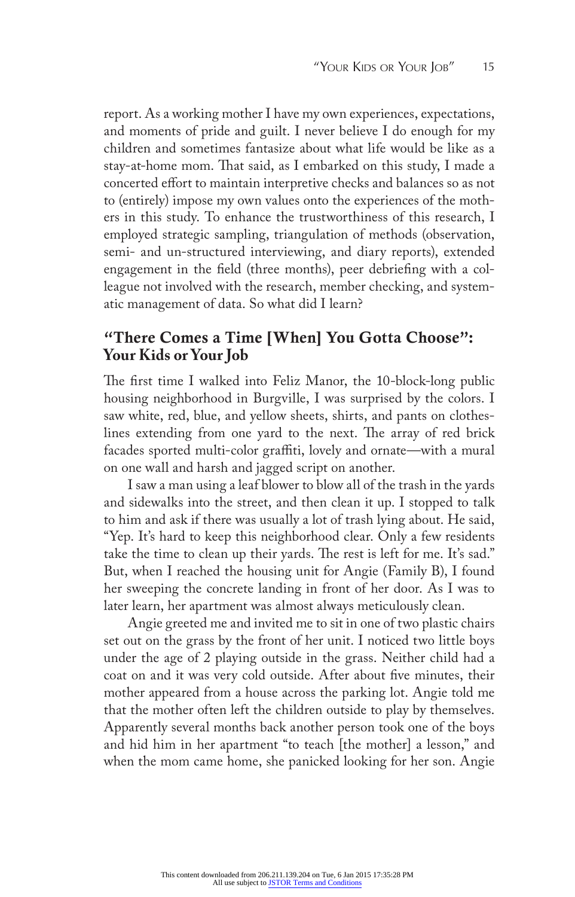report. As a working mother I have my own experiences, expectations, and moments of pride and guilt. I never believe I do enough for my children and sometimes fantasize about what life would be like as a stay-at-home mom. That said, as I embarked on this study, I made a concerted effort to maintain interpretive checks and balances so as not to (entirely) impose my own values onto the experiences of the mothers in this study. To enhance the trustworthiness of this research, I employed strategic sampling, triangulation of methods (observation, semi- and un-structured interviewing, and diary reports), extended engagement in the field (three months), peer debriefing with a colleague not involved with the research, member checking, and systematic management of data. So what did I learn?

## "There Comes a Time [When] You Gotta Choose": Your Kids or Your Job

The first time I walked into Feliz Manor, the 10-block-long public housing neighborhood in Burgville, I was surprised by the colors. I saw white, red, blue, and yellow sheets, shirts, and pants on clotheslines extending from one yard to the next. The array of red brick facades sported multi-color graffiti, lovely and ornate—with a mural on one wall and harsh and jagged script on another.

I saw a man using a leaf blower to blow all of the trash in the yards and sidewalks into the street, and then clean it up. I stopped to talk to him and ask if there was usually a lot of trash lying about. He said, "Yep. It's hard to keep this neighborhood clear. Only a few residents take the time to clean up their yards. The rest is left for me. It's sad." But, when I reached the housing unit for Angie (Family B), I found her sweeping the concrete landing in front of her door. As I was to later learn, her apartment was almost always meticulously clean.

Angie greeted me and invited me to sit in one of two plastic chairs set out on the grass by the front of her unit. I noticed two little boys under the age of 2 playing outside in the grass. Neither child had a coat on and it was very cold outside. After about five minutes, their mother appeared from a house across the parking lot. Angie told me that the mother often left the children outside to play by themselves. Apparently several months back another person took one of the boys and hid him in her apartment "to teach [the mother] a lesson," and when the mom came home, she panicked looking for her son. Angie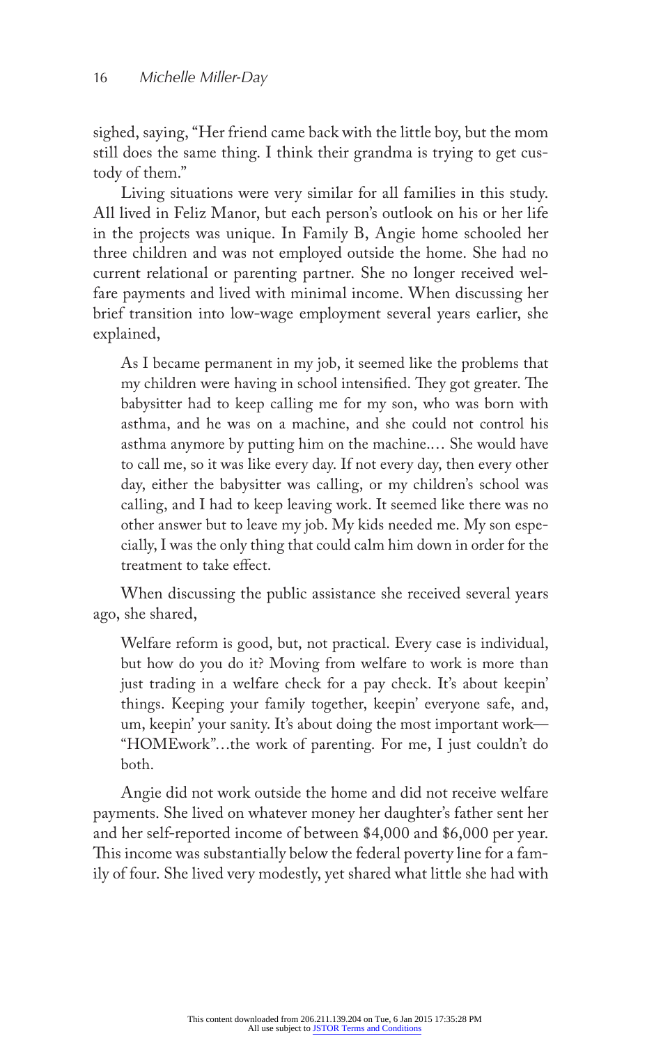sighed, saying, "Her friend came back with the little boy, but the mom still does the same thing. I think their grandma is trying to get custody of them."

Living situations were very similar for all families in this study. All lived in Feliz Manor, but each person's outlook on his or her life in the projects was unique. In Family B, Angie home schooled her three children and was not employed outside the home. She had no current relational or parenting partner. She no longer received welfare payments and lived with minimal income. When discussing her brief transition into low-wage employment several years earlier, she explained,

> As I became permanent in my job, it seemed like the problems that my children were having in school intensified. They got greater. The babysitter had to keep calling me for my son, who was born with asthma, and he was on a machine, and she could not control his asthma anymore by putting him on the machine.… She would have to call me, so it was like every day. If not every day, then every other day, either the babysitter was calling, or my children's school was calling, and I had to keep leaving work. It seemed like there was no other answer but to leave my job. My kids needed me. My son especially, I was the only thing that could calm him down in order for the treatment to take effect.

When discussing the public assistance she received several years ago, she shared,

> Welfare reform is good, but, not practical. Every case is individual, but how do you do it? Moving from welfare to work is more than just trading in a welfare check for a pay check. It's about keepin' things. Keeping your family together, keepin' everyone safe, and, um, keepin' your sanity. It's about doing the most important work—"HOMEwork"…the work of parenting. For me, I just couldn't do both.

Angie did not work outside the home and did not receive welfare payments. She lived on whatever money her daughter's father sent her and her self-reported income of between $4,000 and $6,000 per year. This income was substantially below the federal poverty line for a family of four. She lived very modestly, yet shared what little she had with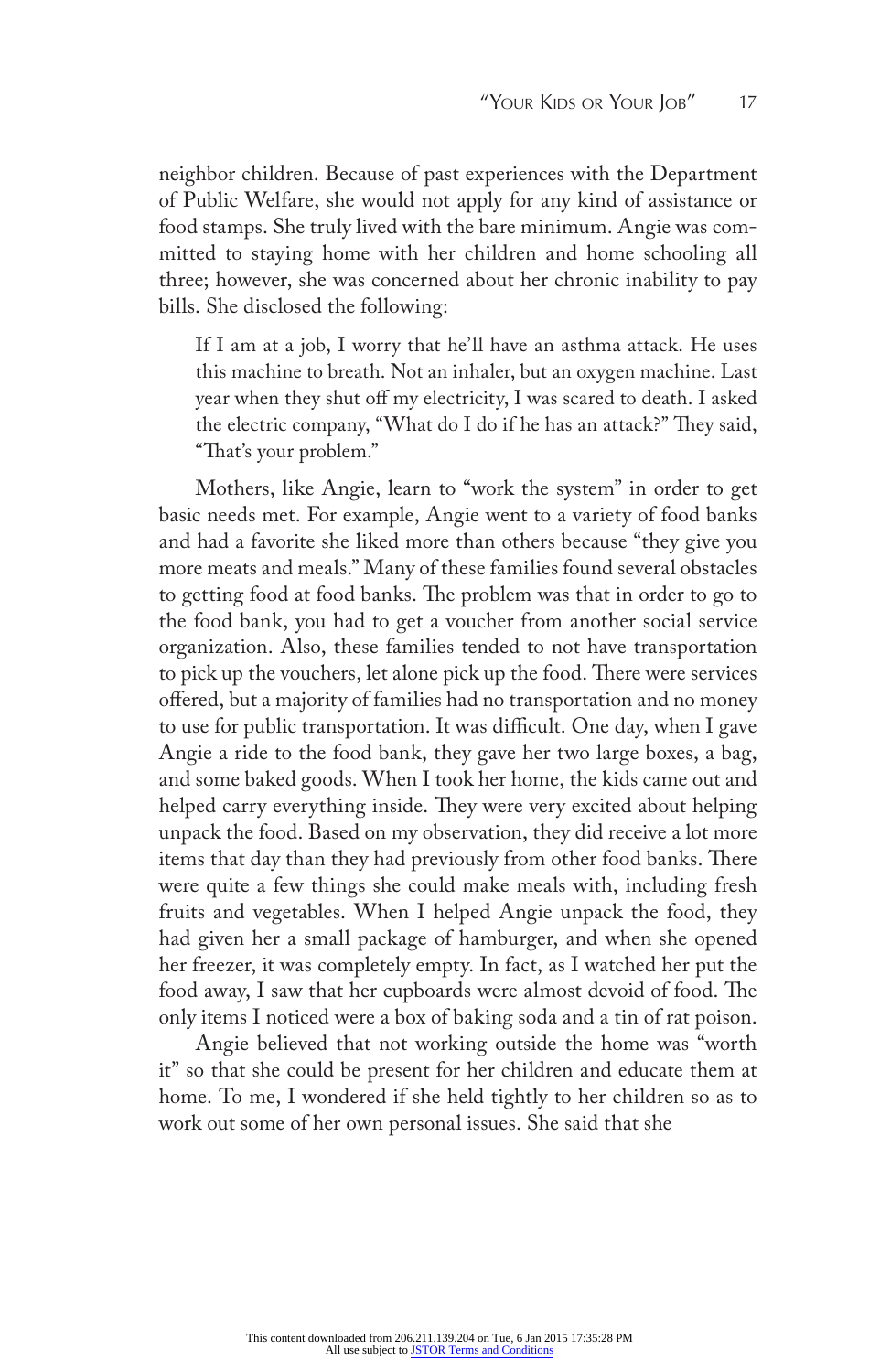neighbor children. Because of past experiences with the Department of Public Welfare, she would not apply for any kind of assistance or food stamps. She truly lived with the bare minimum. Angie was committed to staying home with her children and home schooling all three; however, she was concerned about her chronic inability to pay bills. She disclosed the following:

> If I am at a job, I worry that he'll have an asthma attack. He uses this machine to breath. Not an inhaler, but an oxygen machine. Last year when they shut off my electricity, I was scared to death. I asked the electric company, "What do I do if he has an attack?" They said, "That's your problem."

Mothers, like Angie, learn to "work the system" in order to get basic needs met. For example, Angie went to a variety of food banks and had a favorite she liked more than others because "they give you more meats and meals." Many of these families found several obstacles to getting food at food banks. The problem was that in order to go to the food bank, you had to get a voucher from another social service organization. Also, these families tended to not have transportation to pick up the vouchers, let alone pick up the food. There were services offered, but a majority of families had no transportation and no money to use for public transportation. It was difficult. One day, when I gave Angie a ride to the food bank, they gave her two large boxes, a bag, and some baked goods. When I took her home, the kids came out and helped carry everything inside. They were very excited about helping unpack the food. Based on my observation, they did receive a lot more items that day than they had previously from other food banks. There were quite a few things she could make meals with, including fresh fruits and vegetables. When I helped Angie unpack the food, they had given her a small package of hamburger, and when she opened her freezer, it was completely empty. In fact, as I watched her put the food away, I saw that her cupboards were almost devoid of food. The only items I noticed were a box of baking soda and a tin of rat poison.

Angie believed that not working outside the home was "worth it" so that she could be present for her children and educate them at home. To me, I wondered if she held tightly to her children so as to work out some of her own personal issues. She said that she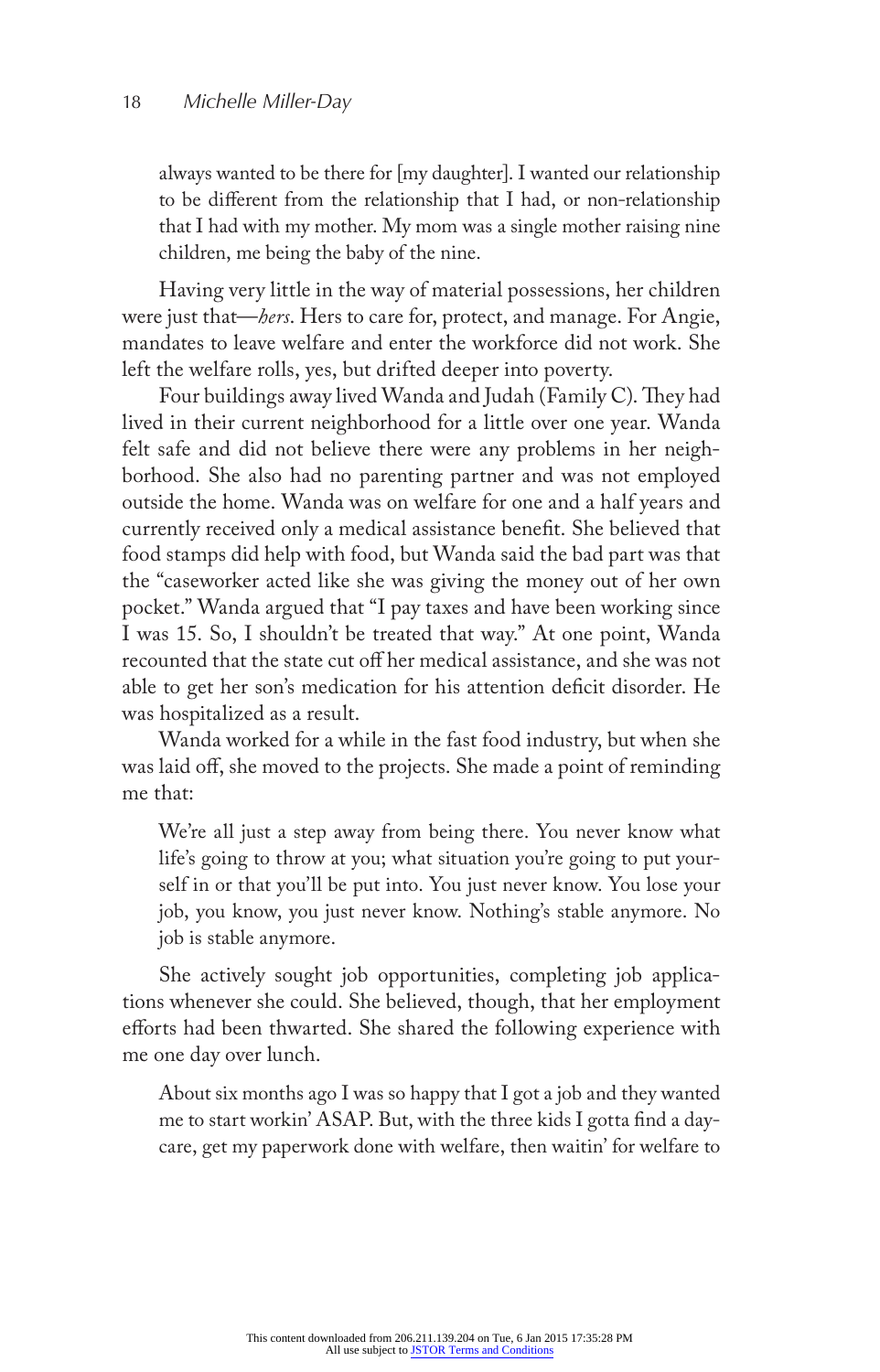> always wanted to be there for [my daughter]. I wanted our relationship to be different from the relationship that I had, or non-relationship that I had with my mother. My mom was a single mother raising nine children, me being the baby of the nine.

Having very little in the way of material possessions, her children were just that—*hers*. Hers to care for, protect, and manage. For Angie, mandates to leave welfare and enter the workforce did not work. She left the welfare rolls, yes, but drifted deeper into poverty.

Four buildings away lived Wanda and Judah (Family C). They had lived in their current neighborhood for a little over one year. Wanda felt safe and did not believe there were any problems in her neighborhood. She also had no parenting partner and was not employed outside the home. Wanda was on welfare for one and a half years and currently received only a medical assistance benefit. She believed that food stamps did help with food, but Wanda said the bad part was that the "caseworker acted like she was giving the money out of her own pocket." Wanda argued that "I pay taxes and have been working since I was 15. So, I shouldn't be treated that way." At one point, Wanda recounted that the state cut off her medical assistance, and she was not able to get her son's medication for his attention deficit disorder. He was hospitalized as a result.

Wanda worked for a while in the fast food industry, but when she was laid off, she moved to the projects. She made a point of reminding me that:

> We're all just a step away from being there. You never know what life's going to throw at you; what situation you're going to put yourself in or that you'll be put into. You just never know. You lose your job, you know, you just never know. Nothing's stable anymore. No job is stable anymore.

She actively sought job opportunities, completing job applications whenever she could. She believed, though, that her employment efforts had been thwarted. She shared the following experience with me one day over lunch.

> About six months ago I was so happy that I got a job and they wanted me to start workin' ASAP. But, with the three kids I gotta find a daycare, get my paperwork done with welfare, then waitin' for welfare to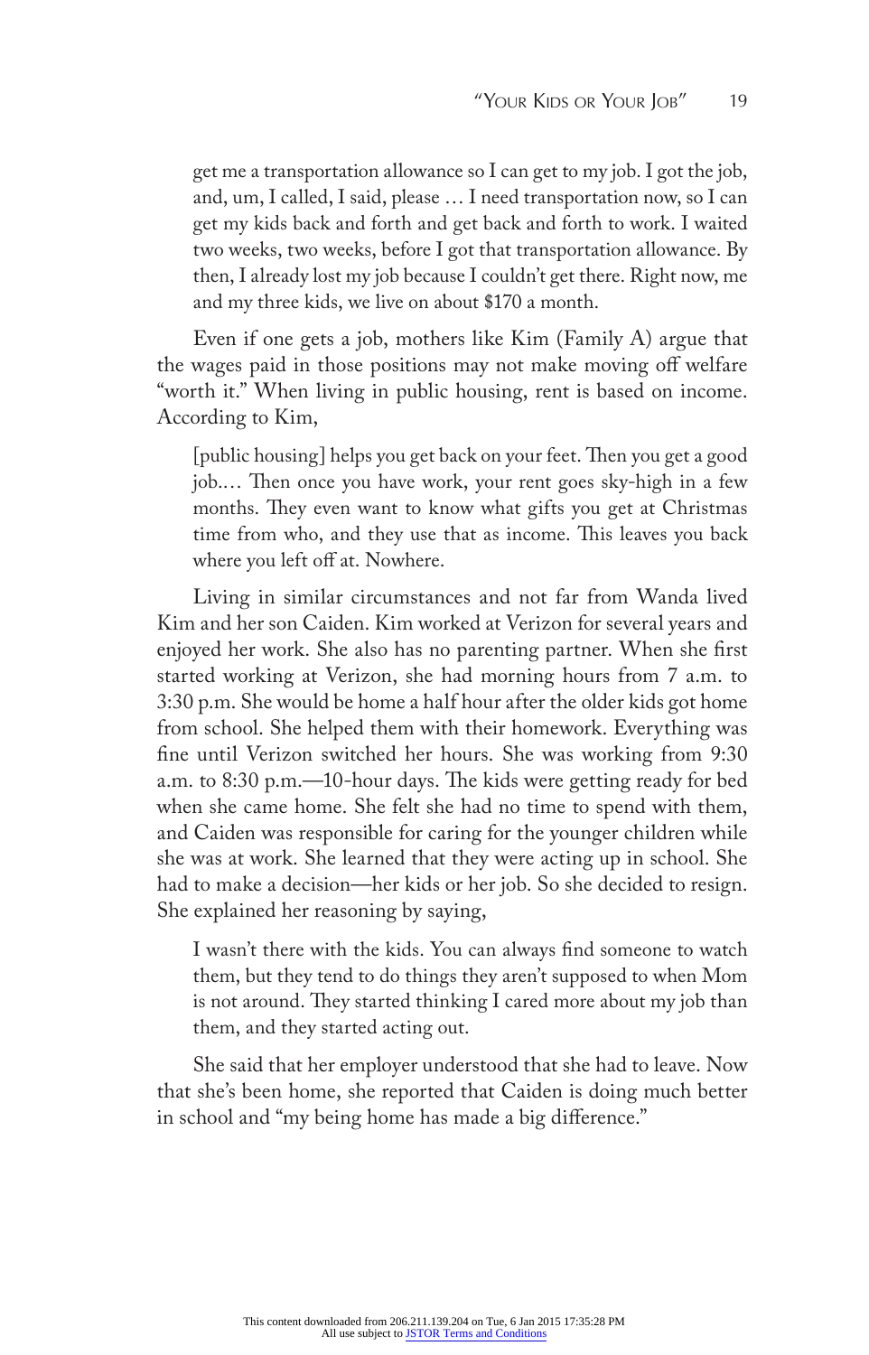> get me a transportation allowance so I can get to my job. I got the job, and, um, I called, I said, please … I need transportation now, so I can get my kids back and forth and get back and forth to work. I waited two weeks, two weeks, before I got that transportation allowance. By then, I already lost my job because I couldn't get there. Right now, me and my three kids, we live on about $170 a month.

Even if one gets a job, mothers like Kim (Family A) argue that the wages paid in those positions may not make moving off welfare "worth it." When living in public housing, rent is based on income. According to Kim,

> [public housing] helps you get back on your feet. Then you get a good job.… Then once you have work, your rent goes sky-high in a few months. They even want to know what gifts you get at Christmas time from who, and they use that as income. This leaves you back where you left off at. Nowhere.

Living in similar circumstances and not far from Wanda lived Kim and her son Caiden. Kim worked at Verizon for several years and enjoyed her work. She also has no parenting partner. When she first started working at Verizon, she had morning hours from 7 a.m. to 3:30 p.m. She would be home a half hour after the older kids got home from school. She helped them with their homework. Everything was fine until Verizon switched her hours. She was working from 9:30 a.m. to 8:30 p.m.—10-hour days. The kids were getting ready for bed when she came home. She felt she had no time to spend with them, and Caiden was responsible for caring for the younger children while she was at work. She learned that they were acting up in school. She had to make a decision—her kids or her job. So she decided to resign. She explained her reasoning by saying,

> I wasn't there with the kids. You can always find someone to watch them, but they tend to do things they aren't supposed to when Mom is not around. They started thinking I cared more about my job than them, and they started acting out.

She said that her employer understood that she had to leave. Now that she's been home, she reported that Caiden is doing much better in school and "my being home has made a big difference."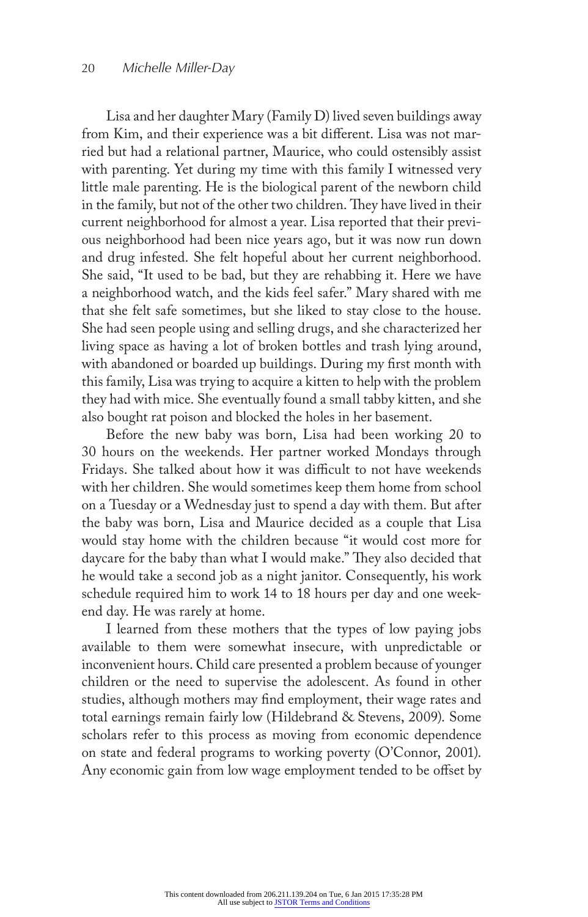Lisa and her daughter Mary (Family D) lived seven buildings away from Kim, and their experience was a bit different. Lisa was not married but had a relational partner, Maurice, who could ostensibly assist with parenting. Yet during my time with this family I witnessed very little male parenting. He is the biological parent of the newborn child in the family, but not of the other two children. They have lived in their current neighborhood for almost a year. Lisa reported that their previous neighborhood had been nice years ago, but it was now run down and drug infested. She felt hopeful about her current neighborhood. She said, "It used to be bad, but they are rehabbing it. Here we have a neighborhood watch, and the kids feel safer." Mary shared with me that she felt safe sometimes, but she liked to stay close to the house. She had seen people using and selling drugs, and she characterized her living space as having a lot of broken bottles and trash lying around, with abandoned or boarded up buildings. During my first month with this family, Lisa was trying to acquire a kitten to help with the problem they had with mice. She eventually found a small tabby kitten, and she also bought rat poison and blocked the holes in her basement.

Before the new baby was born, Lisa had been working 20 to 30 hours on the weekends. Her partner worked Mondays through Fridays. She talked about how it was difficult to not have weekends with her children. She would sometimes keep them home from school on a Tuesday or a Wednesday just to spend a day with them. But after the baby was born, Lisa and Maurice decided as a couple that Lisa would stay home with the children because "it would cost more for daycare for the baby than what I would make." They also decided that he would take a second job as a night janitor. Consequently, his work schedule required him to work 14 to 18 hours per day and one weekend day. He was rarely at home.

I learned from these mothers that the types of low paying jobs available to them were somewhat insecure, with unpredictable or inconvenient hours. Child care presented a problem because of younger children or the need to supervise the adolescent. As found in other studies, although mothers may find employment, their wage rates and total earnings remain fairly low (Hildebrand & Stevens, 2009). Some scholars refer to this process as moving from economic dependence on state and federal programs to working poverty (O'Connor, 2001). Any economic gain from low wage employment tended to be offset by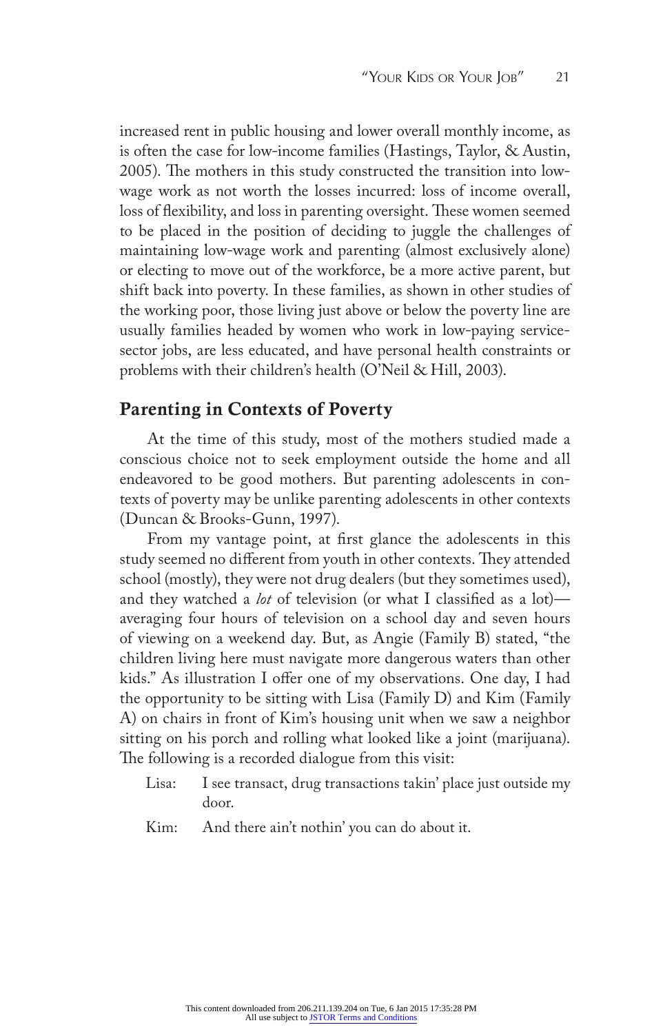increased rent in public housing and lower overall monthly income, as is often the case for low-income families (Hastings, Taylor, & Austin, 2005). The mothers in this study constructed the transition into low-wage work as not worth the losses incurred: loss of income overall, loss of flexibility, and loss in parenting oversight. These women seemed to be placed in the position of deciding to juggle the challenges of maintaining low-wage work and parenting (almost exclusively alone) or electing to move out of the workforce, be a more active parent, but shift back into poverty. In these families, as shown in other studies of the working poor, those living just above or below the poverty line are usually families headed by women who work in low-paying service-sector jobs, are less educated, and have personal health constraints or problems with their children's health (O'Neil & Hill, 2003).

## Parenting in Contexts of Poverty

At the time of this study, most of the mothers studied made a conscious choice not to seek employment outside the home and all endeavored to be good mothers. But parenting adolescents in contexts of poverty may be unlike parenting adolescents in other contexts (Duncan & Brooks-Gunn, 1997).

From my vantage point, at first glance the adolescents in this study seemed no different from youth in other contexts. They attended school (mostly), they were not drug dealers (but they sometimes used), and they watched a *lot* of television (or what I classified as a lot)—averaging four hours of television on a school day and seven hours of viewing on a weekend day. But, as Angie (Family B) stated, "the children living here must navigate more dangerous waters than other kids." As illustration I offer one of my observations. One day, I had the opportunity to be sitting with Lisa (Family D) and Kim (Family A) on chairs in front of Kim's housing unit when we saw a neighbor sitting on his porch and rolling what looked like a joint (marijuana). The following is a recorded dialogue from this visit:

Lisa: I see transact, drug transactions takin' place just outside my door.

Kim: And there ain't nothin' you can do about it.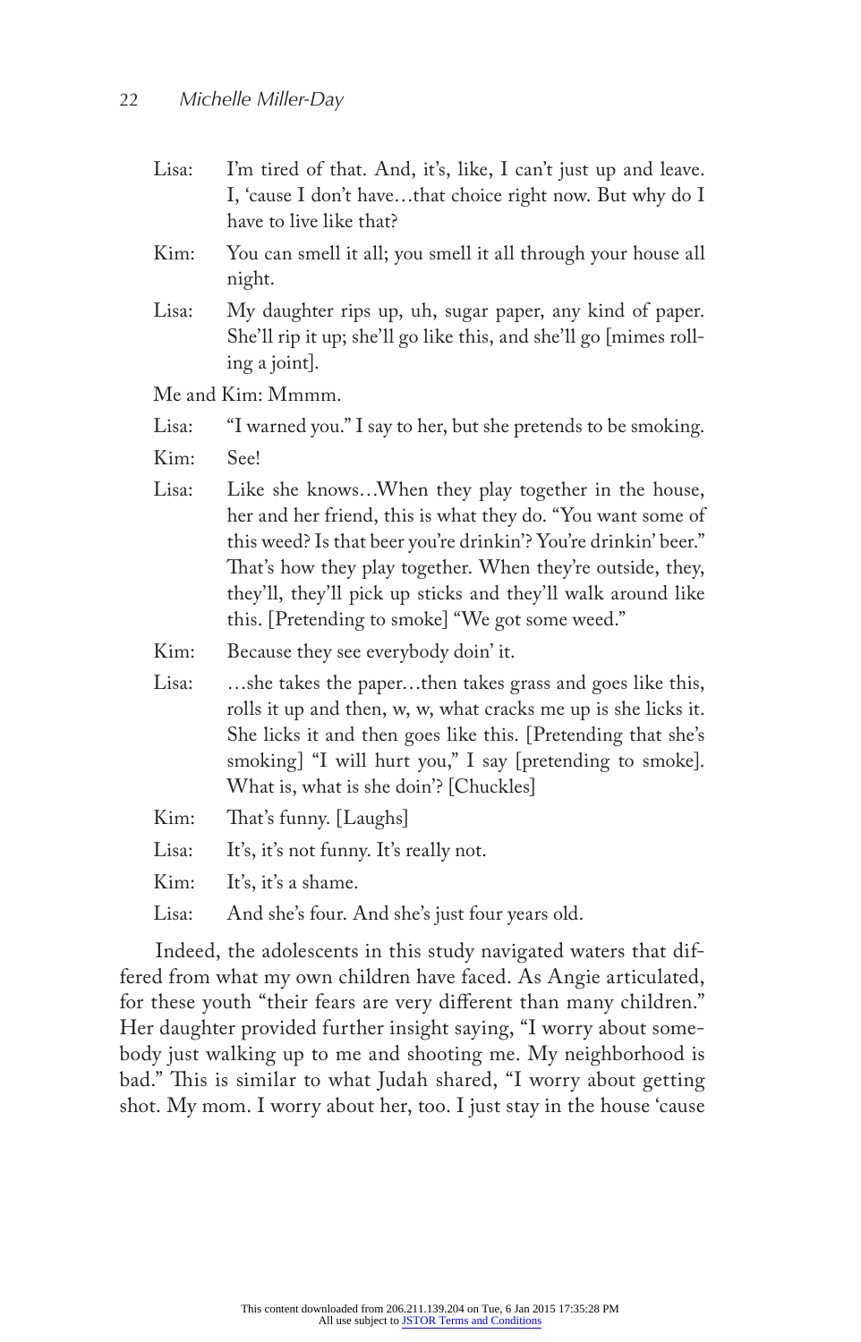Lisa: I'm tired of that. And, it's, like, I can't just up and leave. I, 'cause I don't have…that choice right now. But why do I have to live like that?

Kim: You can smell it all; you smell it all through your house all night.

Lisa: My daughter rips up, uh, sugar paper, any kind of paper. She'll rip it up; she'll go like this, and she'll go [mimes rolling a joint].

Me and Kim: Mmmm.

Lisa: "I warned you." I say to her, but she pretends to be smoking.

Kim: See!

Lisa: Like she knows…When they play together in the house, her and her friend, this is what they do. "You want some of this weed? Is that beer you're drinkin'? You're drinkin' beer." That's how they play together. When they're outside, they, they'll, they'll pick up sticks and they'll walk around like this. [Pretending to smoke] "We got some weed."

Kim: Because they see everybody doin' it.

Lisa: …she takes the paper…then takes grass and goes like this, rolls it up and then, w, w, what cracks me up is she licks it. She licks it and then goes like this. [Pretending that she's smoking] "I will hurt you," I say [pretending to smoke]. What is, what is she doin'? [Chuckles]

Kim: That's funny. [Laughs]

Lisa: It's, it's not funny. It's really not.

Kim: It's, it's a shame.

Lisa: And she's four. And she's just four years old.

Indeed, the adolescents in this study navigated waters that differed from what my own children have faced. As Angie articulated, for these youth "their fears are very different than many children." Her daughter provided further insight saying, "I worry about somebody just walking up to me and shooting me. My neighborhood is bad." This is similar to what Judah shared, "I worry about getting shot. My mom. I worry about her, too. I just stay in the house 'cause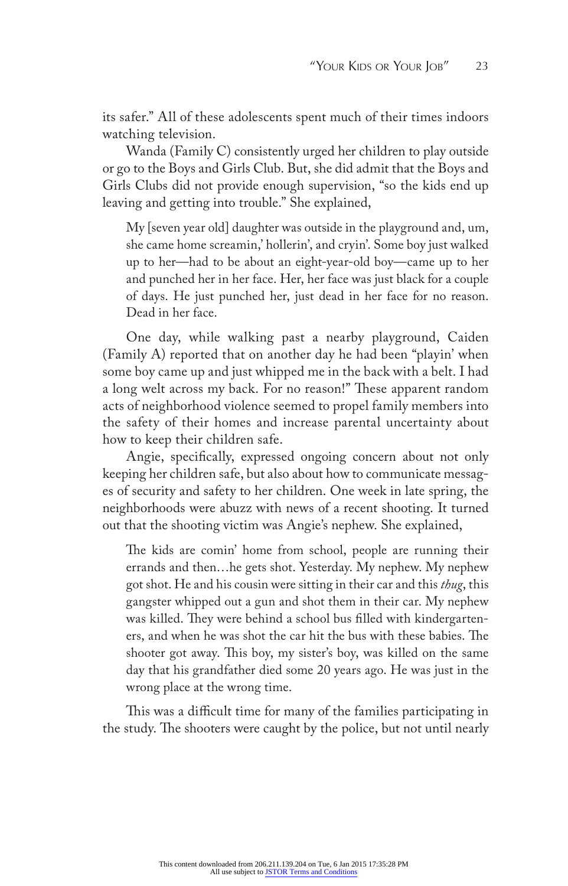its safer." All of these adolescents spent much of their times indoors watching television.

Wanda (Family C) consistently urged her children to play outside or go to the Boys and Girls Club. But, she did admit that the Boys and Girls Clubs did not provide enough supervision, "so the kids end up leaving and getting into trouble." She explained,

> My [seven year old] daughter was outside in the playground and, um, she came home screamin,' hollerin', and cryin'. Some boy just walked up to her—had to be about an eight-year-old boy—came up to her and punched her in her face. Her, her face was just black for a couple of days. He just punched her, just dead in her face for no reason. Dead in her face.

One day, while walking past a nearby playground, Caiden (Family A) reported that on another day he had been "playin' when some boy came up and just whipped me in the back with a belt. I had a long welt across my back. For no reason!" These apparent random acts of neighborhood violence seemed to propel family members into the safety of their homes and increase parental uncertainty about how to keep their children safe.

Angie, specifically, expressed ongoing concern about not only keeping her children safe, but also about how to communicate messages of security and safety to her children. One week in late spring, the neighborhoods were abuzz with news of a recent shooting. It turned out that the shooting victim was Angie's nephew. She explained,

> The kids are comin' home from school, people are running their errands and then…he gets shot. Yesterday. My nephew. My nephew got shot. He and his cousin were sitting in their car and this *thug*, this gangster whipped out a gun and shot them in their car. My nephew was killed. They were behind a school bus filled with kindergarteners, and when he was shot the car hit the bus with these babies. The shooter got away. This boy, my sister's boy, was killed on the same day that his grandfather died some 20 years ago. He was just in the wrong place at the wrong time.

This was a difficult time for many of the families participating in the study. The shooters were caught by the police, but not until nearly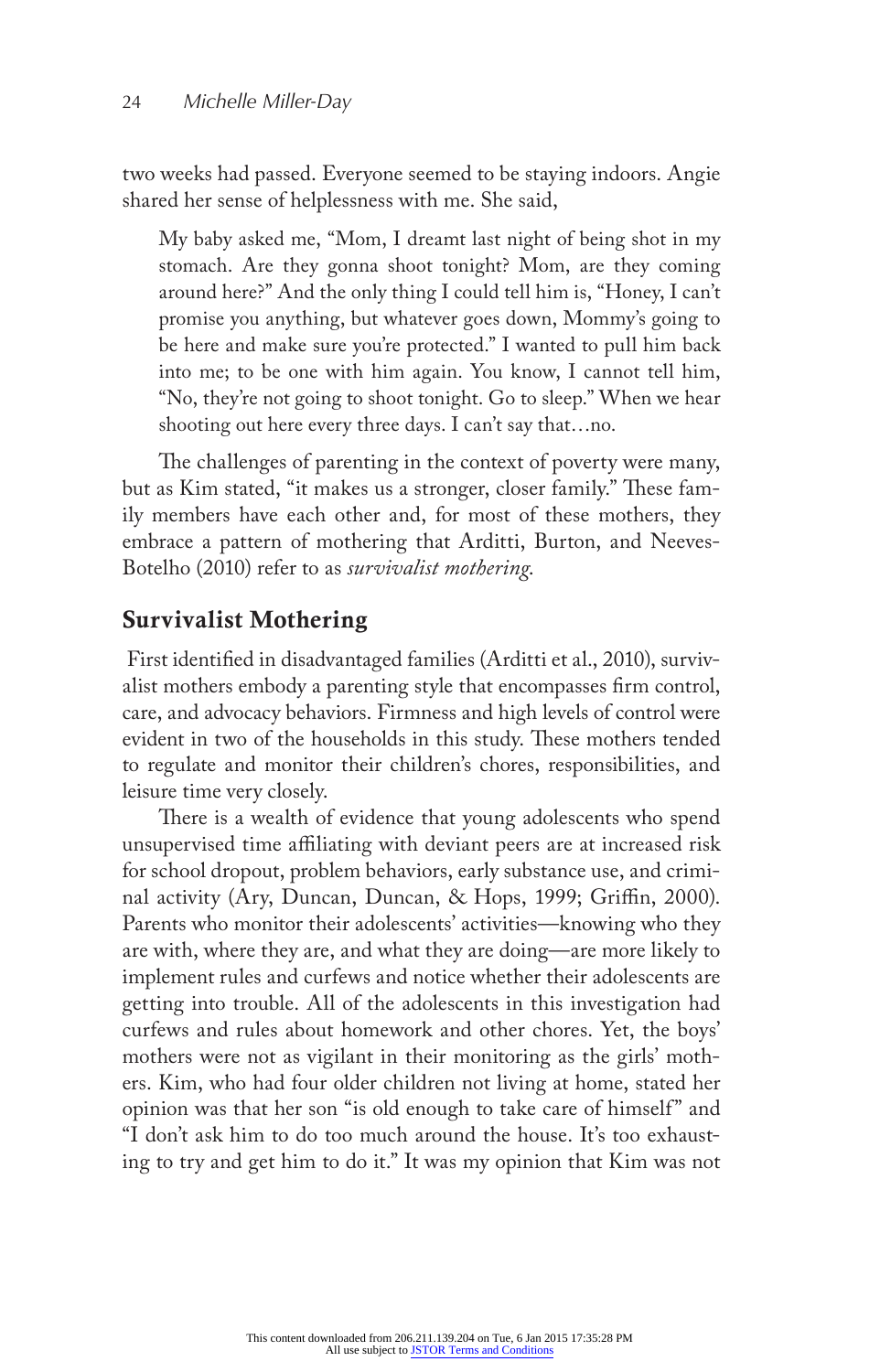two weeks had passed. Everyone seemed to be staying indoors. Angie shared her sense of helplessness with me. She said,

> My baby asked me, "Mom, I dreamt last night of being shot in my stomach. Are they gonna shoot tonight? Mom, are they coming around here?" And the only thing I could tell him is, "Honey, I can't promise you anything, but whatever goes down, Mommy's going to be here and make sure you're protected." I wanted to pull him back into me; to be one with him again. You know, I cannot tell him, "No, they're not going to shoot tonight. Go to sleep." When we hear shooting out here every three days. I can't say that…no.

The challenges of parenting in the context of poverty were many, but as Kim stated, "it makes us a stronger, closer family." These family members have each other and, for most of these mothers, they embrace a pattern of mothering that Arditti, Burton, and Neeves-Botelho (2010) refer to as *survivalist mothering*.

## Survivalist Mothering

First identified in disadvantaged families (Arditti et al., 2010), survivalist mothers embody a parenting style that encompasses firm control, care, and advocacy behaviors. Firmness and high levels of control were evident in two of the households in this study. These mothers tended to regulate and monitor their children's chores, responsibilities, and leisure time very closely.

There is a wealth of evidence that young adolescents who spend unsupervised time affiliating with deviant peers are at increased risk for school dropout, problem behaviors, early substance use, and criminal activity (Ary, Duncan, Duncan, & Hops, 1999; Griffin, 2000). Parents who monitor their adolescents' activities—knowing who they are with, where they are, and what they are doing—are more likely to implement rules and curfews and notice whether their adolescents are getting into trouble. All of the adolescents in this investigation had curfews and rules about homework and other chores. Yet, the boys' mothers were not as vigilant in their monitoring as the girls' mothers. Kim, who had four older children not living at home, stated her opinion was that her son "is old enough to take care of himself" and "I don't ask him to do too much around the house. It's too exhausting to try and get him to do it." It was my opinion that Kim was not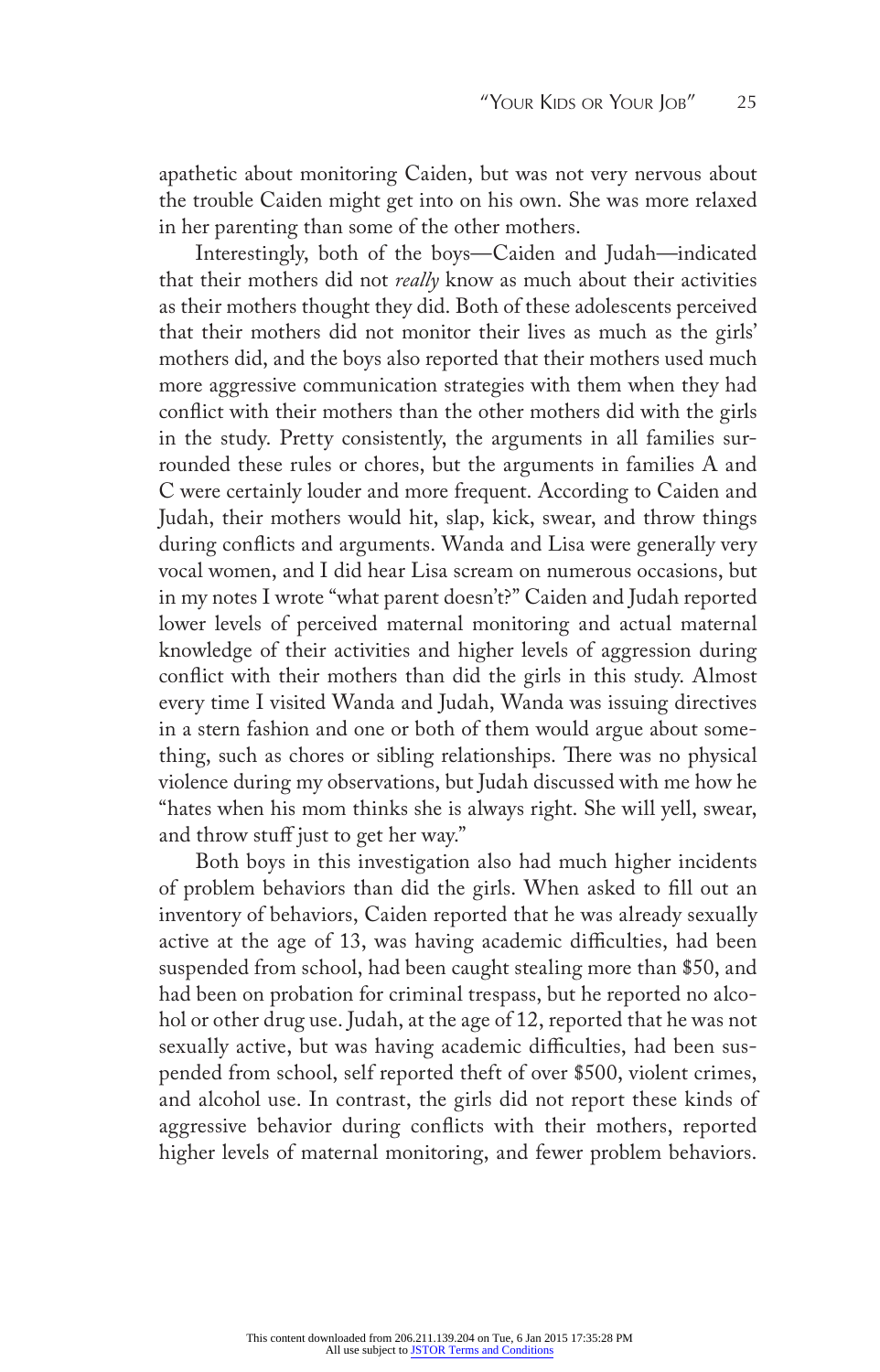apathetic about monitoring Caiden, but was not very nervous about the trouble Caiden might get into on his own. She was more relaxed in her parenting than some of the other mothers.

Interestingly, both of the boys—Caiden and Judah—indicated that their mothers did not *really* know as much about their activities as their mothers thought they did. Both of these adolescents perceived that their mothers did not monitor their lives as much as the girls' mothers did, and the boys also reported that their mothers used much more aggressive communication strategies with them when they had conflict with their mothers than the other mothers did with the girls in the study. Pretty consistently, the arguments in all families surrounded these rules or chores, but the arguments in families A and C were certainly louder and more frequent. According to Caiden and Judah, their mothers would hit, slap, kick, swear, and throw things during conflicts and arguments. Wanda and Lisa were generally very vocal women, and I did hear Lisa scream on numerous occasions, but in my notes I wrote "what parent doesn't?" Caiden and Judah reported lower levels of perceived maternal monitoring and actual maternal knowledge of their activities and higher levels of aggression during conflict with their mothers than did the girls in this study. Almost every time I visited Wanda and Judah, Wanda was issuing directives in a stern fashion and one or both of them would argue about something, such as chores or sibling relationships. There was no physical violence during my observations, but Judah discussed with me how he "hates when his mom thinks she is always right. She will yell, swear, and throw stuff just to get her way."

Both boys in this investigation also had much higher incidents of problem behaviors than did the girls. When asked to fill out an inventory of behaviors, Caiden reported that he was already sexually active at the age of 13, was having academic difficulties, had been suspended from school, had been caught stealing more than $50, and had been on probation for criminal trespass, but he reported no alcohol or other drug use. Judah, at the age of 12, reported that he was not sexually active, but was having academic difficulties, had been suspended from school, self reported theft of over $500, violent crimes, and alcohol use. In contrast, the girls did not report these kinds of aggressive behavior during conflicts with their mothers, reported higher levels of maternal monitoring, and fewer problem behaviors.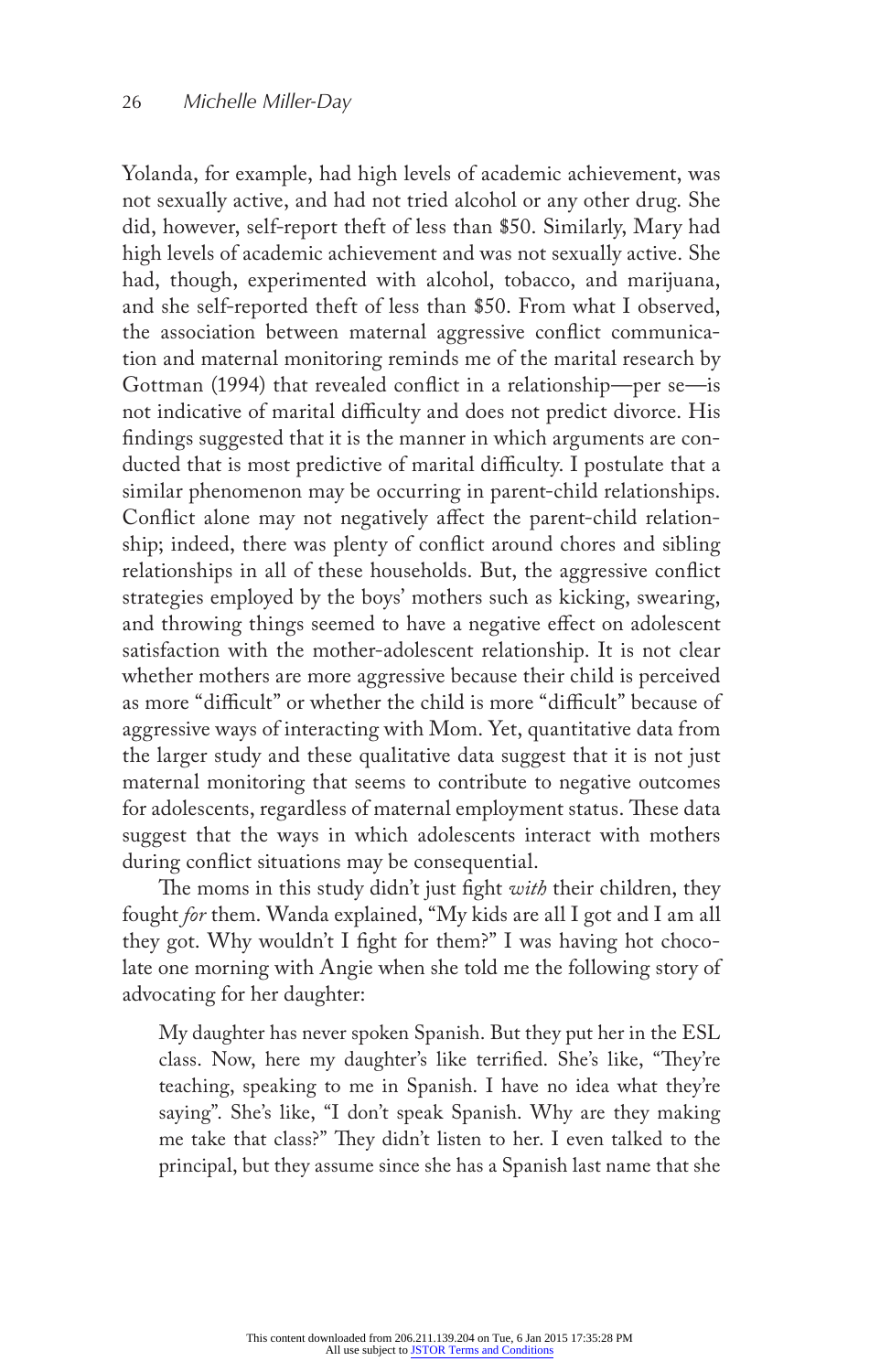Yolanda, for example, had high levels of academic achievement, was not sexually active, and had not tried alcohol or any other drug. She did, however, self-report theft of less than $50. Similarly, Mary had high levels of academic achievement and was not sexually active. She had, though, experimented with alcohol, tobacco, and marijuana, and she self-reported theft of less than $50. From what I observed, the association between maternal aggressive conflict communication and maternal monitoring reminds me of the marital research by Gottman (1994) that revealed conflict in a relationship—per se—is not indicative of marital difficulty and does not predict divorce. His findings suggested that it is the manner in which arguments are conducted that is most predictive of marital difficulty. I postulate that a similar phenomenon may be occurring in parent-child relationships. Conflict alone may not negatively affect the parent-child relationship; indeed, there was plenty of conflict around chores and sibling relationships in all of these households. But, the aggressive conflict strategies employed by the boys' mothers such as kicking, swearing, and throwing things seemed to have a negative effect on adolescent satisfaction with the mother-adolescent relationship. It is not clear whether mothers are more aggressive because their child is perceived as more "difficult" or whether the child is more "difficult" because of aggressive ways of interacting with Mom. Yet, quantitative data from the larger study and these qualitative data suggest that it is not just maternal monitoring that seems to contribute to negative outcomes for adolescents, regardless of maternal employment status. These data suggest that the ways in which adolescents interact with mothers during conflict situations may be consequential.

The moms in this study didn't just fight *with* their children, they fought *for* them. Wanda explained, "My kids are all I got and I am all they got. Why wouldn't I fight for them?" I was having hot chocolate one morning with Angie when she told me the following story of advocating for her daughter:

> My daughter has never spoken Spanish. But they put her in the ESL class. Now, here my daughter's like terrified. She's like, "They're teaching, speaking to me in Spanish. I have no idea what they're saying". She's like, "I don't speak Spanish. Why are they making me take that class?" They didn't listen to her. I even talked to the principal, but they assume since she has a Spanish last name that she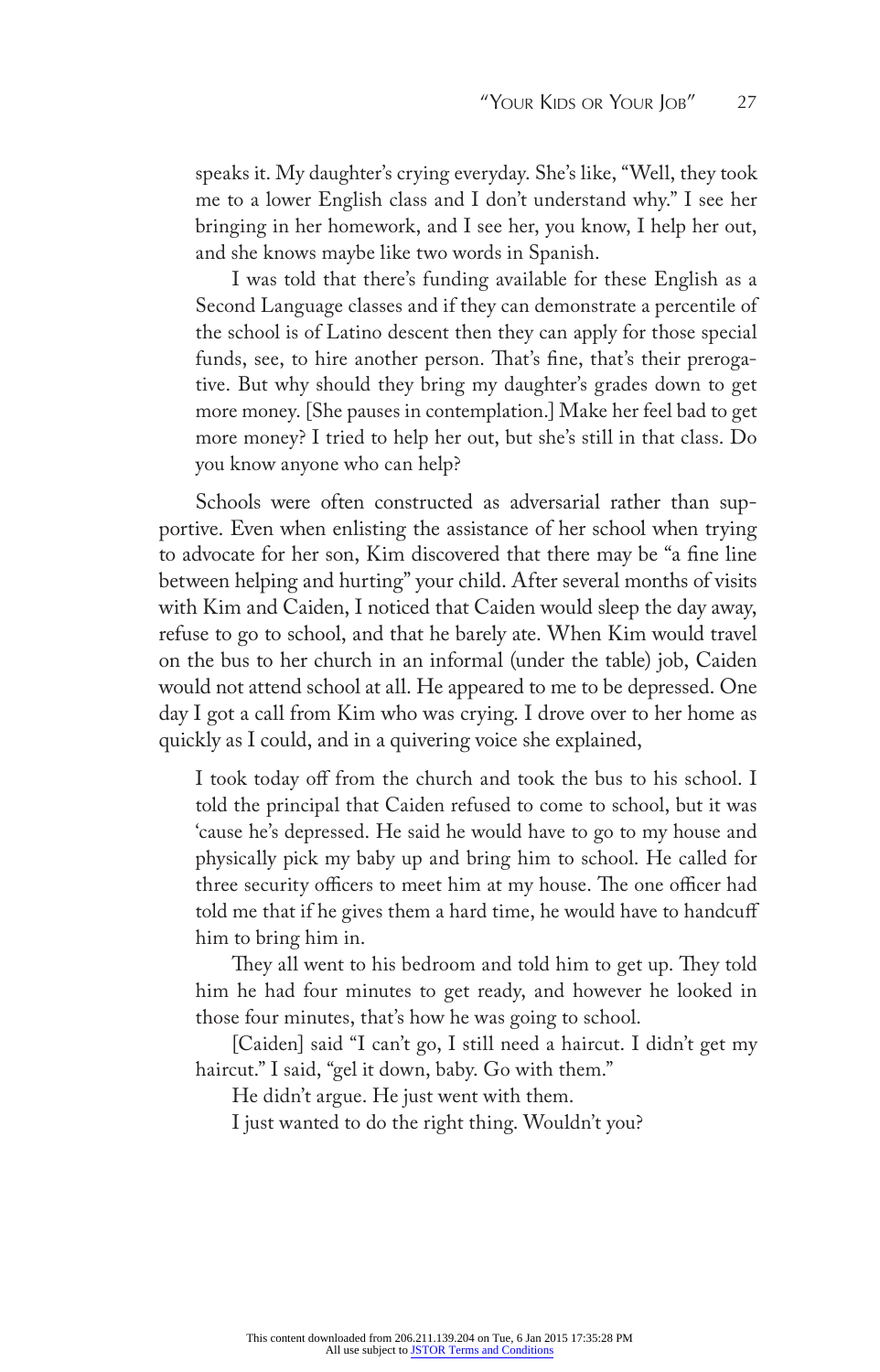speaks it. My daughter's crying everyday. She's like, "Well, they took me to a lower English class and I don't understand why." I see her bringing in her homework, and I see her, you know, I help her out, and she knows maybe like two words in Spanish.

I was told that there's funding available for these English as a Second Language classes and if they can demonstrate a percentile of the school is of Latino descent then they can apply for those special funds, see, to hire another person. That's fine, that's their prerogative. But why should they bring my daughter's grades down to get more money. [She pauses in contemplation.] Make her feel bad to get more money? I tried to help her out, but she's still in that class. Do you know anyone who can help?

Schools were often constructed as adversarial rather than supportive. Even when enlisting the assistance of her school when trying to advocate for her son, Kim discovered that there may be "a fine line between helping and hurting" your child. After several months of visits with Kim and Caiden, I noticed that Caiden would sleep the day away, refuse to go to school, and that he barely ate. When Kim would travel on the bus to her church in an informal (under the table) job, Caiden would not attend school at all. He appeared to me to be depressed. One day I got a call from Kim who was crying. I drove over to her home as quickly as I could, and in a quivering voice she explained,

> I took today off from the church and took the bus to his school. I told the principal that Caiden refused to come to school, but it was 'cause he's depressed. He said he would have to go to my house and physically pick my baby up and bring him to school. He called for three security officers to meet him at my house. The one officer had told me that if he gives them a hard time, he would have to handcuff him to bring him in.
>
> They all went to his bedroom and told him to get up. They told him he had four minutes to get ready, and however he looked in those four minutes, that's how he was going to school.
>
> [Caiden] said "I can't go, I still need a haircut. I didn't get my haircut." I said, "gel it down, baby. Go with them."
>
> He didn't argue. He just went with them.
>
> I just wanted to do the right thing. Wouldn't you?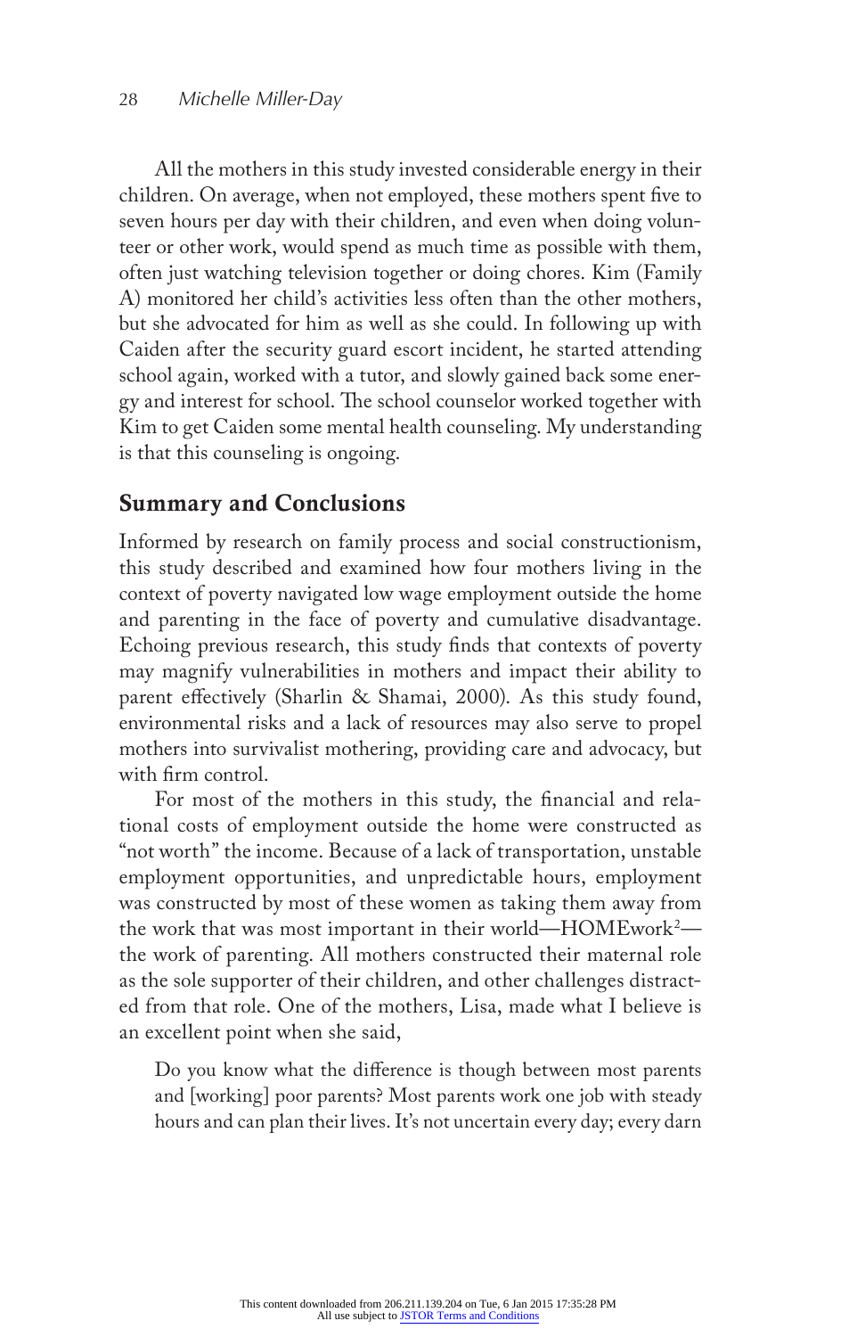All the mothers in this study invested considerable energy in their children. On average, when not employed, these mothers spent five to seven hours per day with their children, and even when doing volunteer or other work, would spend as much time as possible with them, often just watching television together or doing chores. Kim (Family A) monitored her child's activities less often than the other mothers, but she advocated for him as well as she could. In following up with Caiden after the security guard escort incident, he started attending school again, worked with a tutor, and slowly gained back some energy and interest for school. The school counselor worked together with Kim to get Caiden some mental health counseling. My understanding is that this counseling is ongoing.

## Summary and Conclusions

Informed by research on family process and social constructionism, this study described and examined how four mothers living in the context of poverty navigated low wage employment outside the home and parenting in the face of poverty and cumulative disadvantage. Echoing previous research, this study finds that contexts of poverty may magnify vulnerabilities in mothers and impact their ability to parent effectively (Sharlin & Shamai, 2000). As this study found, environmental risks and a lack of resources may also serve to propel mothers into survivalist mothering, providing care and advocacy, but with firm control.

For most of the mothers in this study, the financial and relational costs of employment outside the home were constructed as "not worth" the income. Because of a lack of transportation, unstable employment opportunities, and unpredictable hours, employment was constructed by most of these women as taking them away from the work that was most important in their world—HOMEwork[2]—the work of parenting. All mothers constructed their maternal role as the sole supporter of their children, and other challenges distracted from that role. One of the mothers, Lisa, made what I believe is an excellent point when she said,

> Do you know what the difference is though between most parents and [working] poor parents? Most parents work one job with steady hours and can plan their lives. It's not uncertain every day; every darn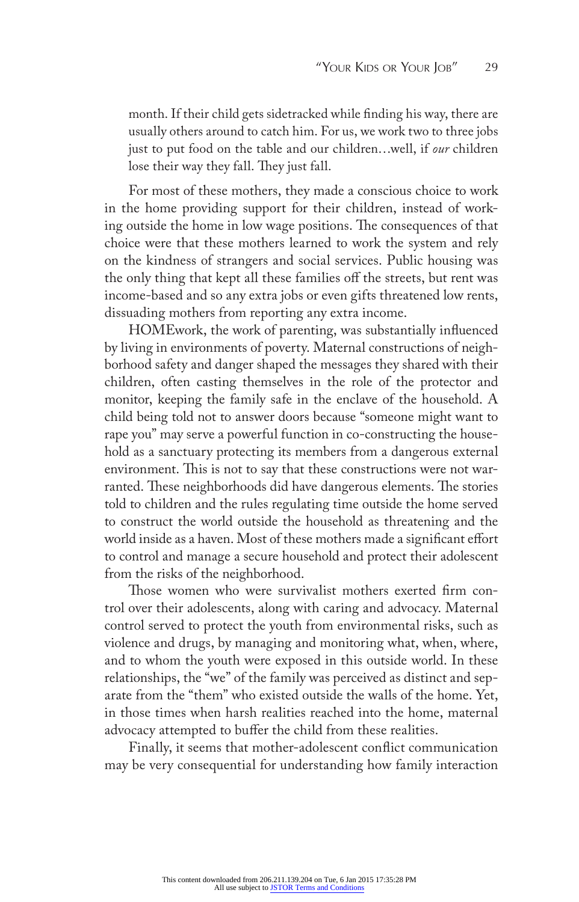month. If their child gets sidetracked while finding his way, there are usually others around to catch him. For us, we work two to three jobs just to put food on the table and our children…well, if *our* children lose their way they fall. They just fall.

For most of these mothers, they made a conscious choice to work in the home providing support for their children, instead of working outside the home in low wage positions. The consequences of that choice were that these mothers learned to work the system and rely on the kindness of strangers and social services. Public housing was the only thing that kept all these families off the streets, but rent was income-based and so any extra jobs or even gifts threatened low rents, dissuading mothers from reporting any extra income.

HOMEwork, the work of parenting, was substantially influenced by living in environments of poverty. Maternal constructions of neighborhood safety and danger shaped the messages they shared with their children, often casting themselves in the role of the protector and monitor, keeping the family safe in the enclave of the household. A child being told not to answer doors because "someone might want to rape you" may serve a powerful function in co-constructing the household as a sanctuary protecting its members from a dangerous external environment. This is not to say that these constructions were not warranted. These neighborhoods did have dangerous elements. The stories told to children and the rules regulating time outside the home served to construct the world outside the household as threatening and the world inside as a haven. Most of these mothers made a significant effort to control and manage a secure household and protect their adolescent from the risks of the neighborhood.

Those women who were survivalist mothers exerted firm control over their adolescents, along with caring and advocacy. Maternal control served to protect the youth from environmental risks, such as violence and drugs, by managing and monitoring what, when, where, and to whom the youth were exposed in this outside world. In these relationships, the "we" of the family was perceived as distinct and separate from the "them" who existed outside the walls of the home. Yet, in those times when harsh realities reached into the home, maternal advocacy attempted to buffer the child from these realities.

Finally, it seems that mother-adolescent conflict communication may be very consequential for understanding how family interaction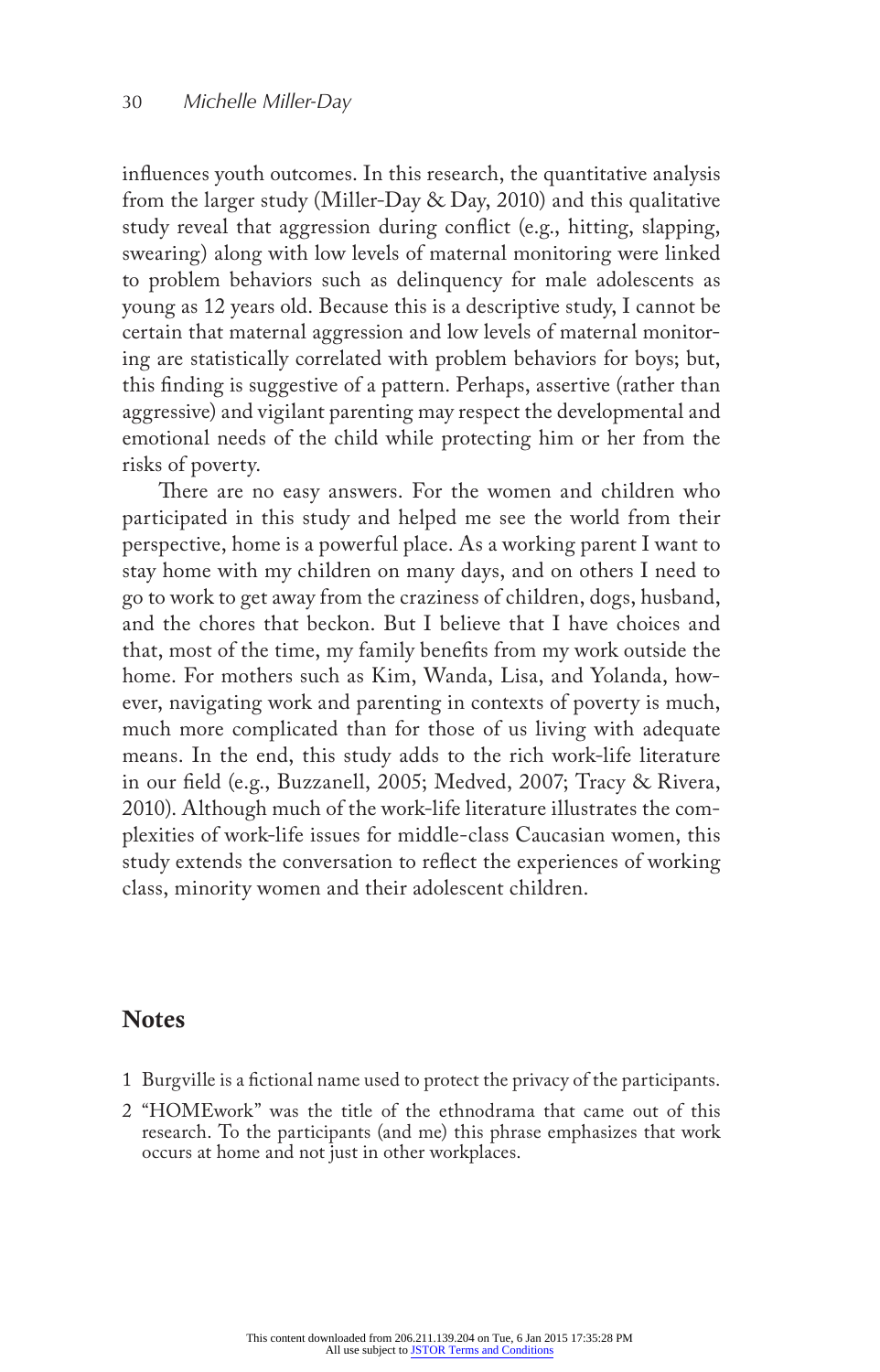influences youth outcomes. In this research, the quantitative analysis from the larger study (Miller-Day & Day, 2010) and this qualitative study reveal that aggression during conflict (e.g., hitting, slapping, swearing) along with low levels of maternal monitoring were linked to problem behaviors such as delinquency for male adolescents as young as 12 years old. Because this is a descriptive study, I cannot be certain that maternal aggression and low levels of maternal monitoring are statistically correlated with problem behaviors for boys; but, this finding is suggestive of a pattern. Perhaps, assertive (rather than aggressive) and vigilant parenting may respect the developmental and emotional needs of the child while protecting him or her from the risks of poverty.

There are no easy answers. For the women and children who participated in this study and helped me see the world from their perspective, home is a powerful place. As a working parent I want to stay home with my children on many days, and on others I need to go to work to get away from the craziness of children, dogs, husband, and the chores that beckon. But I believe that I have choices and that, most of the time, my family benefits from my work outside the home. For mothers such as Kim, Wanda, Lisa, and Yolanda, however, navigating work and parenting in contexts of poverty is much, much more complicated than for those of us living with adequate means. In the end, this study adds to the rich work-life literature in our field (e.g., Buzzanell, 2005; Medved, 2007; Tracy & Rivera, 2010). Although much of the work-life literature illustrates the complexities of work-life issues for middle-class Caucasian women, this study extends the conversation to reflect the experiences of working class, minority women and their adolescent children.

## Notes

1 Burgville is a fictional name used to protect the privacy of the participants.

2 "HOMEwork" was the title of the ethnodrama that came out of this research. To the participants (and me) this phrase emphasizes that work occurs at home and not just in other workplaces.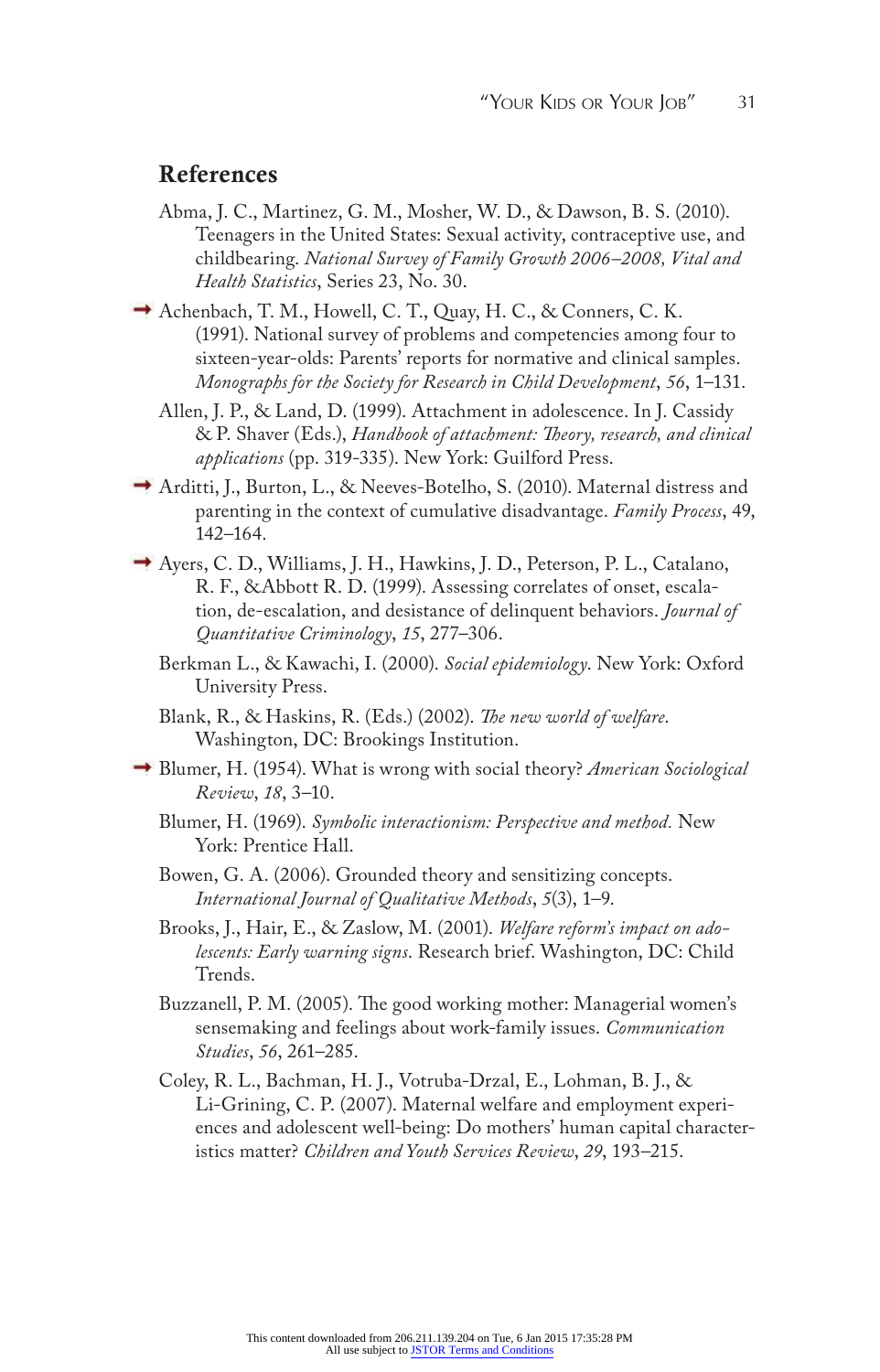## References

Abma, J. C., Martinez, G. M., Mosher, W. D., & Dawson, B. S. (2010). Teenagers in the United States: Sexual activity, contraceptive use, and childbearing. *National Survey of Family Growth 2006–2008, Vital and Health Statistics*, Series 23, No. 30.

Achenbach, T. M., Howell, C. T., Quay, H. C., & Conners, C. K. (1991). National survey of problems and competencies among four to sixteen-year-olds: Parents' reports for normative and clinical samples. *Monographs for the Society for Research in Child Development*, *56*, 1–131.

Allen, J. P., & Land, D. (1999). Attachment in adolescence. In J. Cassidy & P. Shaver (Eds.), *Handbook of attachment: Theory, research, and clinical applications* (pp. 319-335). New York: Guilford Press.

Arditti, J., Burton, L., & Neeves-Botelho, S. (2010). Maternal distress and parenting in the context of cumulative disadvantage. *Family Process*, 49, 142–164.

Ayers, C. D., Williams, J. H., Hawkins, J. D., Peterson, P. L., Catalano, R. F., &Abbott R. D. (1999). Assessing correlates of onset, escalation, de-escalation, and desistance of delinquent behaviors. *Journal of Quantitative Criminology*, *15*, 277–306.

Berkman L., & Kawachi, I. (2000). *Social epidemiology*. New York: Oxford University Press.

Blank, R., & Haskins, R. (Eds.) (2002). *The new world of welfare*. Washington, DC: Brookings Institution.

Blumer, H. (1954). What is wrong with social theory? *American Sociological Review*, *18*, 3–10.

Blumer, H. (1969). *Symbolic interactionism: Perspective and method.* New York: Prentice Hall.

Bowen, G. A. (2006). Grounded theory and sensitizing concepts. *International Journal of Qualitative Methods*, *5*(3), 1–9.

Brooks, J., Hair, E., & Zaslow, M. (2001). *Welfare reform's impact on adolescents: Early warning signs*. Research brief. Washington, DC: Child Trends.

Buzzanell, P. M. (2005). The good working mother: Managerial women's sensemaking and feelings about work-family issues. *Communication Studies*, *56*, 261–285.

Coley, R. L., Bachman, H. J., Votruba-Drzal, E., Lohman, B. J., & Li-Grining, C. P. (2007). Maternal welfare and employment experiences and adolescent well-being: Do mothers' human capital characteristics matter? *Children and Youth Services Review*, *29*, 193–215.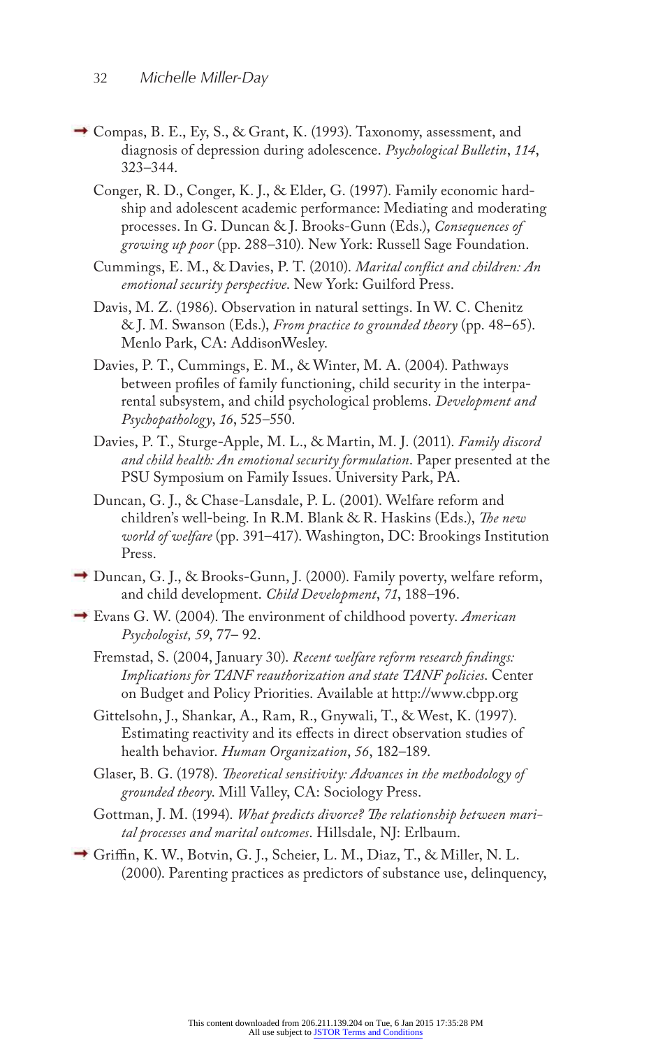Compas, B. E., Ey, S., & Grant, K. (1993). Taxonomy, assessment, and diagnosis of depression during adolescence. *Psychological Bulletin*, *114*, 323–344.

Conger, R. D., Conger, K. J., & Elder, G. (1997). Family economic hardship and adolescent academic performance: Mediating and moderating processes. In G. Duncan & J. Brooks-Gunn (Eds.), *Consequences of growing up poor* (pp. 288–310). New York: Russell Sage Foundation.

Cummings, E. M., & Davies, P. T. (2010). *Marital conflict and children: An emotional security perspective*. New York: Guilford Press.

Davis, M. Z. (1986). Observation in natural settings. In W. C. Chenitz & J. M. Swanson (Eds.), *From practice to grounded theory* (pp. 48–65). Menlo Park, CA: AddisonWesley.

Davies, P. T., Cummings, E. M., & Winter, M. A. (2004). Pathways between profiles of family functioning, child security in the interparental subsystem, and child psychological problems. *Development and Psychopathology*, *16*, 525–550.

Davies, P. T., Sturge-Apple, M. L., & Martin, M. J. (2011). *Family discord and child health: An emotional security formulation*. Paper presented at the PSU Symposium on Family Issues. University Park, PA.

Duncan, G. J., & Chase-Lansdale, P. L. (2001). Welfare reform and children's well-being. In R.M. Blank & R. Haskins (Eds.), *The new world of welfare* (pp. 391–417). Washington, DC: Brookings Institution Press.

Duncan, G. J., & Brooks-Gunn, J. (2000). Family poverty, welfare reform, and child development. *Child Development*, *71*, 188–196.

Evans G. W. (2004). The environment of childhood poverty. *American Psychologist, 59*, 77– 92.

Fremstad, S. (2004, January 30). *Recent welfare reform research findings: Implications for TANF reauthorization and state TANF policies*. Center on Budget and Policy Priorities. Available at http://www.cbpp.org

Gittelsohn, J., Shankar, A., Ram, R., Gnywali, T., & West, K. (1997). Estimating reactivity and its effects in direct observation studies of health behavior. *Human Organization*, *56*, 182–189.

Glaser, B. G. (1978). *Theoretical sensitivity: Advances in the methodology of grounded theory*. Mill Valley, CA: Sociology Press.

Gottman, J. M. (1994). *What predicts divorce? The relationship between marital processes and marital outcomes*. Hillsdale, NJ: Erlbaum.

Griffin, K. W., Botvin, G. J., Scheier, L. M., Diaz, T., & Miller, N. L. (2000). Parenting practices as predictors of substance use, delinquency,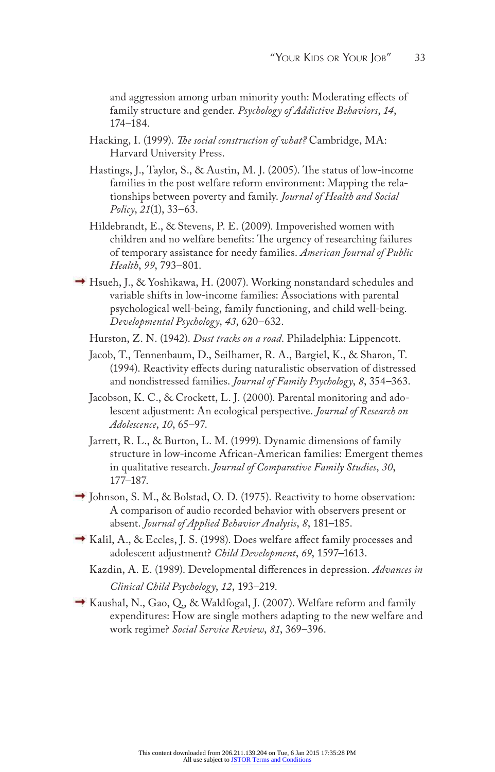and aggression among urban minority youth: Moderating effects of family structure and gender. *Psychology of Addictive Behaviors*, *14*, 174–184.

Hacking, I. (1999). *The social construction of what?* Cambridge, MA: Harvard University Press.

Hastings, J., Taylor, S., & Austin, M. J. (2005). The status of low-income families in the post welfare reform environment: Mapping the relationships between poverty and family. *Journal of Health and Social Policy*, *21*(1), 33–63.

Hildebrandt, E., & Stevens, P. E. (2009). Impoverished women with children and no welfare benefits: The urgency of researching failures of temporary assistance for needy families. *American Journal of Public Health*, *99*, 793–801.

Hsueh, J., & Yoshikawa, H. (2007). Working nonstandard schedules and variable shifts in low-income families: Associations with parental psychological well-being, family functioning, and child well-being. *Developmental Psychology*, *43*, 620–632.

Hurston, Z. N. (1942). *Dust tracks on a road*. Philadelphia: Lippencott.

Jacob, T., Tennenbaum, D., Seilhamer, R. A., Bargiel, K., & Sharon, T. (1994). Reactivity effects during naturalistic observation of distressed and nondistressed families. *Journal of Family Psychology*, *8*, 354–363.

Jacobson, K. C., & Crockett, L. J. (2000). Parental monitoring and adolescent adjustment: An ecological perspective. *Journal of Research on Adolescence*, *10*, 65–97.

Jarrett, R. L., & Burton, L. M. (1999). Dynamic dimensions of family structure in low-income African-American families: Emergent themes in qualitative research. *Journal of Comparative Family Studies*, *30*, 177–187.

Johnson, S. M., & Bolstad, O. D. (1975). Reactivity to home observation: A comparison of audio recorded behavior with observers present or absent. *Journal of Applied Behavior Analysis*, *8*, 181–185.

Kalil, A., & Eccles, J. S. (1998). Does welfare affect family processes and adolescent adjustment? *Child Development*, *69*, 1597–1613.

Kazdin, A. E. (1989). Developmental differences in depression. *Advances in Clinical Child Psychology*, *12*, 193–219.

Kaushal, N., Gao, Q., & Waldfogal, J. (2007). Welfare reform and family expenditures: How are single mothers adapting to the new welfare and work regime? *Social Service Review*, *81*, 369–396.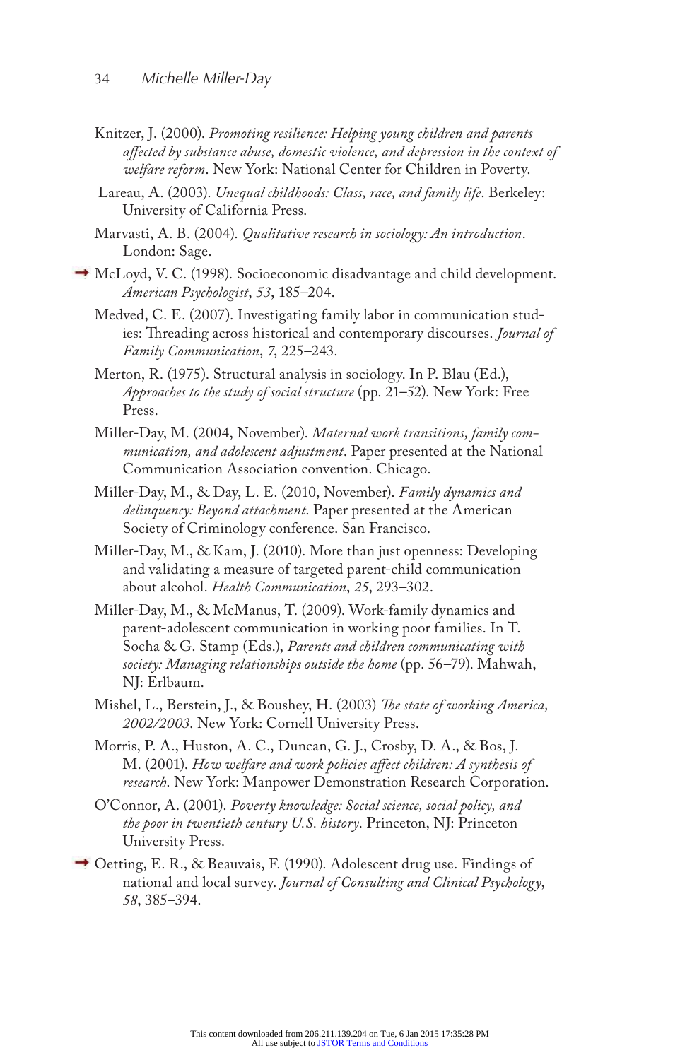Knitzer, J. (2000). *Promoting resilience: Helping young children and parents affected by substance abuse, domestic violence, and depression in the context of welfare reform*. New York: National Center for Children in Poverty.

Lareau, A. (2003). *Unequal childhoods: Class, race, and family life*. Berkeley: University of California Press.

Marvasti, A. B. (2004). *Qualitative research in sociology: An introduction*. London: Sage.

McLoyd, V. C. (1998). Socioeconomic disadvantage and child development. *American Psychologist*, *53*, 185–204.

Medved, C. E. (2007). Investigating family labor in communication studies: Threading across historical and contemporary discourses. *Journal of Family Communication*, *7*, 225–243.

Merton, R. (1975). Structural analysis in sociology. In P. Blau (Ed.), *Approaches to the study of social structure* (pp. 21–52). New York: Free Press.

Miller-Day, M. (2004, November). *Maternal work transitions, family communication, and adolescent adjustment*. Paper presented at the National Communication Association convention. Chicago.

Miller-Day, M., & Day, L. E. (2010, November). *Family dynamics and delinquency: Beyond attachment*. Paper presented at the American Society of Criminology conference. San Francisco.

Miller-Day, M., & Kam, J. (2010). More than just openness: Developing and validating a measure of targeted parent-child communication about alcohol. *Health Communication*, *25*, 293–302.

Miller-Day, M., & McManus, T. (2009). Work-family dynamics and parent-adolescent communication in working poor families. In T. Socha & G. Stamp (Eds.), *Parents and children communicating with society: Managing relationships outside the home* (pp. 56–79). Mahwah, NJ: Erlbaum.

Mishel, L., Berstein, J., & Boushey, H. (2003) *The state of working America, 2002/2003*. New York: Cornell University Press.

Morris, P. A., Huston, A. C., Duncan, G. J., Crosby, D. A., & Bos, J. M. (2001). *How welfare and work policies affect children: A synthesis of research*. New York: Manpower Demonstration Research Corporation.

O'Connor, A. (2001). *Poverty knowledge: Social science, social policy, and the poor in twentieth century U.S. history*. Princeton, NJ: Princeton University Press.

Oetting, E. R., & Beauvais, F. (1990). Adolescent drug use. Findings of national and local survey. *Journal of Consulting and Clinical Psychology*, *58*, 385–394.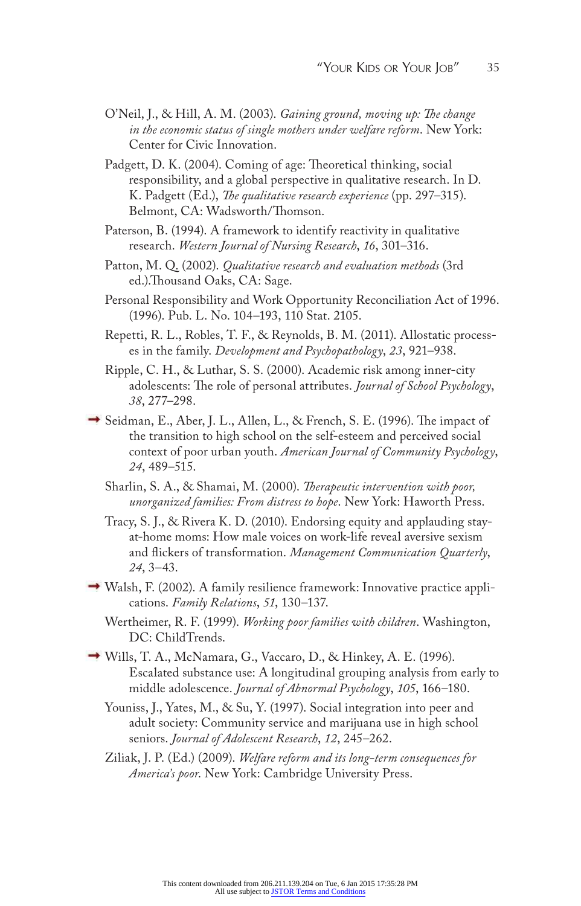O'Neil, J., & Hill, A. M. (2003). *Gaining ground, moving up: The change in the economic status of single mothers under welfare reform*. New York: Center for Civic Innovation.

Padgett, D. K. (2004). Coming of age: Theoretical thinking, social responsibility, and a global perspective in qualitative research. In D. K. Padgett (Ed.), *The qualitative research experience* (pp. 297–315). Belmont, CA: Wadsworth/Thomson.

Paterson, B. (1994). A framework to identify reactivity in qualitative research. *Western Journal of Nursing Research*, *16*, 301–316.

Patton, M. Q. (2002). *Qualitative research and evaluation methods* (3rd ed.).Thousand Oaks, CA: Sage.

Personal Responsibility and Work Opportunity Reconciliation Act of 1996. (1996). Pub. L. No. 104–193, 110 Stat. 2105.

Repetti, R. L., Robles, T. F., & Reynolds, B. M. (2011). Allostatic processes in the family. *Development and Psychopathology*, *23*, 921–938.

Ripple, C. H., & Luthar, S. S. (2000). Academic risk among inner-city adolescents: The role of personal attributes. *Journal of School Psychology*, *38*, 277–298.

Seidman, E., Aber, J. L., Allen, L., & French, S. E. (1996). The impact of the transition to high school on the self-esteem and perceived social context of poor urban youth. *American Journal of Community Psychology*, *24*, 489–515.

Sharlin, S. A., & Shamai, M. (2000). *Therapeutic intervention with poor, unorganized families: From distress to hope*. New York: Haworth Press.

Tracy, S. J., & Rivera K. D. (2010). Endorsing equity and applauding stay-at-home moms: How male voices on work-life reveal aversive sexism and flickers of transformation. *Management Communication Quarterly*, *24*, 3–43.

Walsh, F. (2002). A family resilience framework: Innovative practice applications. *Family Relations*, *51*, 130–137.

Wertheimer, R. F. (1999). *Working poor families with children*. Washington, DC: ChildTrends.

Wills, T. A., McNamara, G., Vaccaro, D., & Hinkey, A. E. (1996). Escalated substance use: A longitudinal grouping analysis from early to middle adolescence. *Journal of Abnormal Psychology*, *105*, 166–180.

Youniss, J., Yates, M., & Su, Y. (1997). Social integration into peer and adult society: Community service and marijuana use in high school seniors. *Journal of Adolescent Research*, *12*, 245–262.

Ziliak, J. P. (Ed.) (2009). *Welfare reform and its long-term consequences for America's poor*. New York: Cambridge University Press.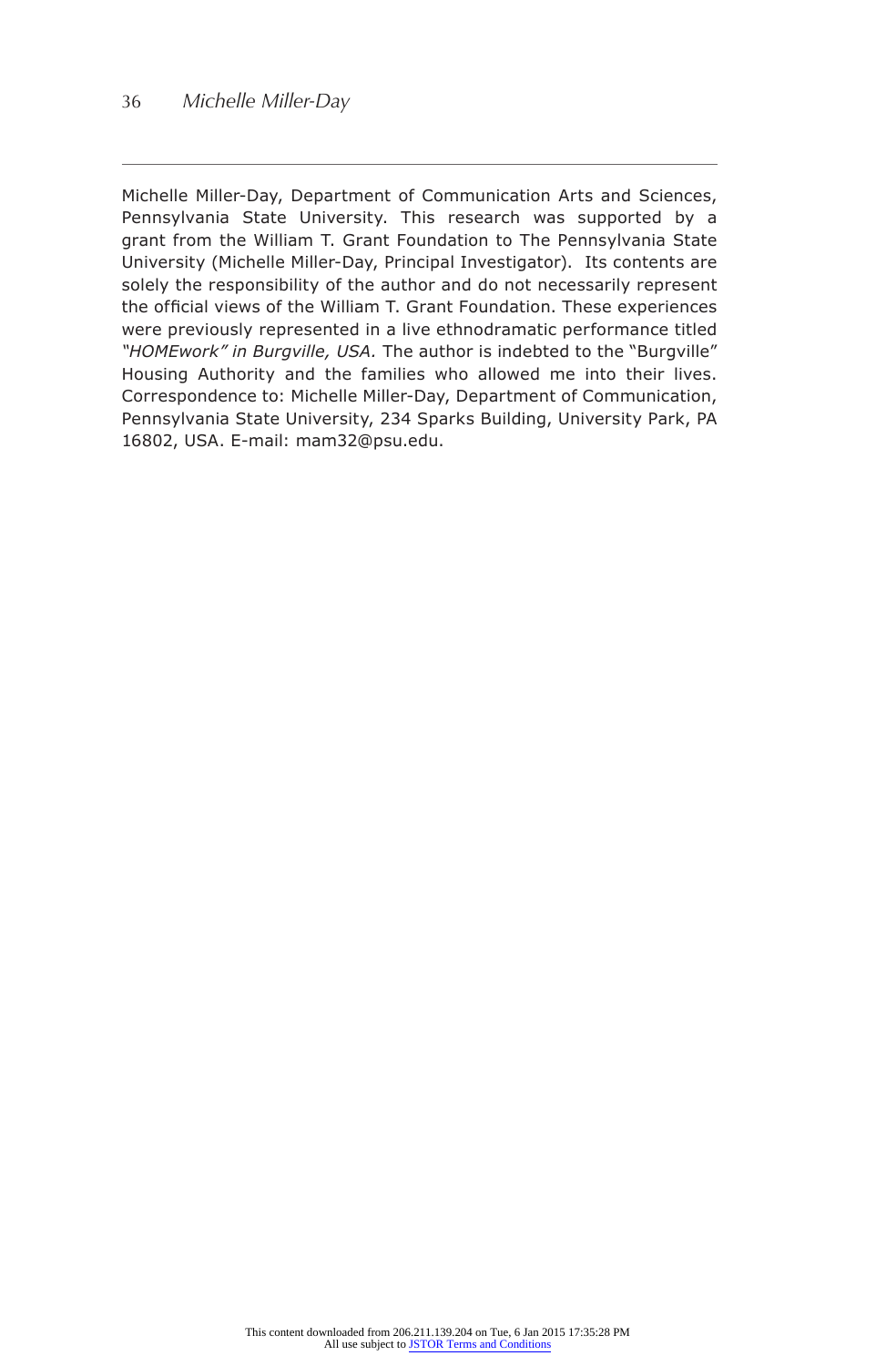Michelle Miller-Day, Department of Communication Arts and Sciences, Pennsylvania State University. This research was supported by a grant from the William T. Grant Foundation to The Pennsylvania State University (Michelle Miller-Day, Principal Investigator). Its contents are solely the responsibility of the author and do not necessarily represent the official views of the William T. Grant Foundation. These experiences were previously represented in a live ethnodramatic performance titled *"HOMEwork" in Burgville, USA.* The author is indebted to the "Burgville" Housing Authority and the families who allowed me into their lives. Correspondence to: Michelle Miller-Day, Department of Communication, Pennsylvania State University, 234 Sparks Building, University Park, PA 16802, USA. E-mail: mam32@psu.edu.